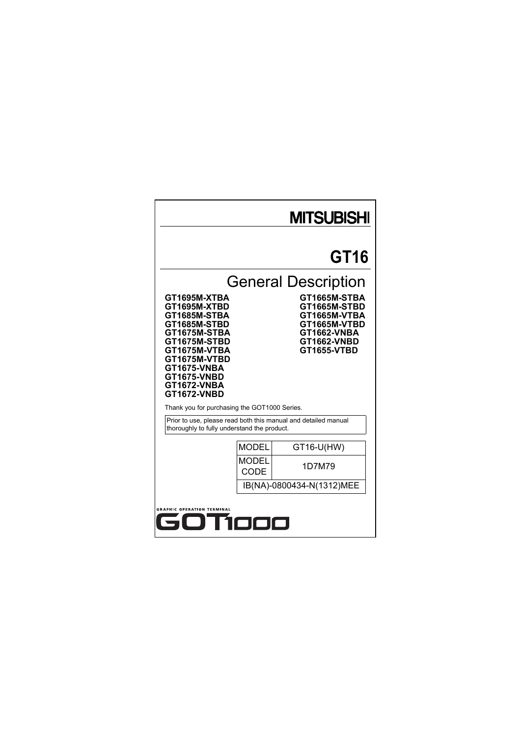MITSUBISHI

# GT16

## General Description

**GT1695M-XTBA**
**GT1695M-XTBD**
**GT1685M-STBA**
**GT1685M-STBD**
**GT1675M-STBA**
**GT1675M-STBD**
**GT1675M-VTBA**
**GT1675M-VTBD**
**GT1675-VNBA**
**GT1675-VNBD**
**GT1672-VNBA**
**GT1672-VNBD**
**GT1665M-STBA**
**GT1665M-STBD**
**GT1665M-VTBA**
**GT1665M-VTBD**
**GT1662-VNBA**
**GT1662-VNBD**
**GT1655-VTBD**

Thank you for purchasing the GOT1000 Series.

Prior to use, please read both this manual and detailed manual thoroughly to fully understand the product.

| MODEL | GT16-U(HW) |
|---|---|
| MODEL CODE | 1D7M79 |
| IB(NA)-0800434-N(1312)MEE | |

GRAPHIC OPERATION TERMINAL

GOT1000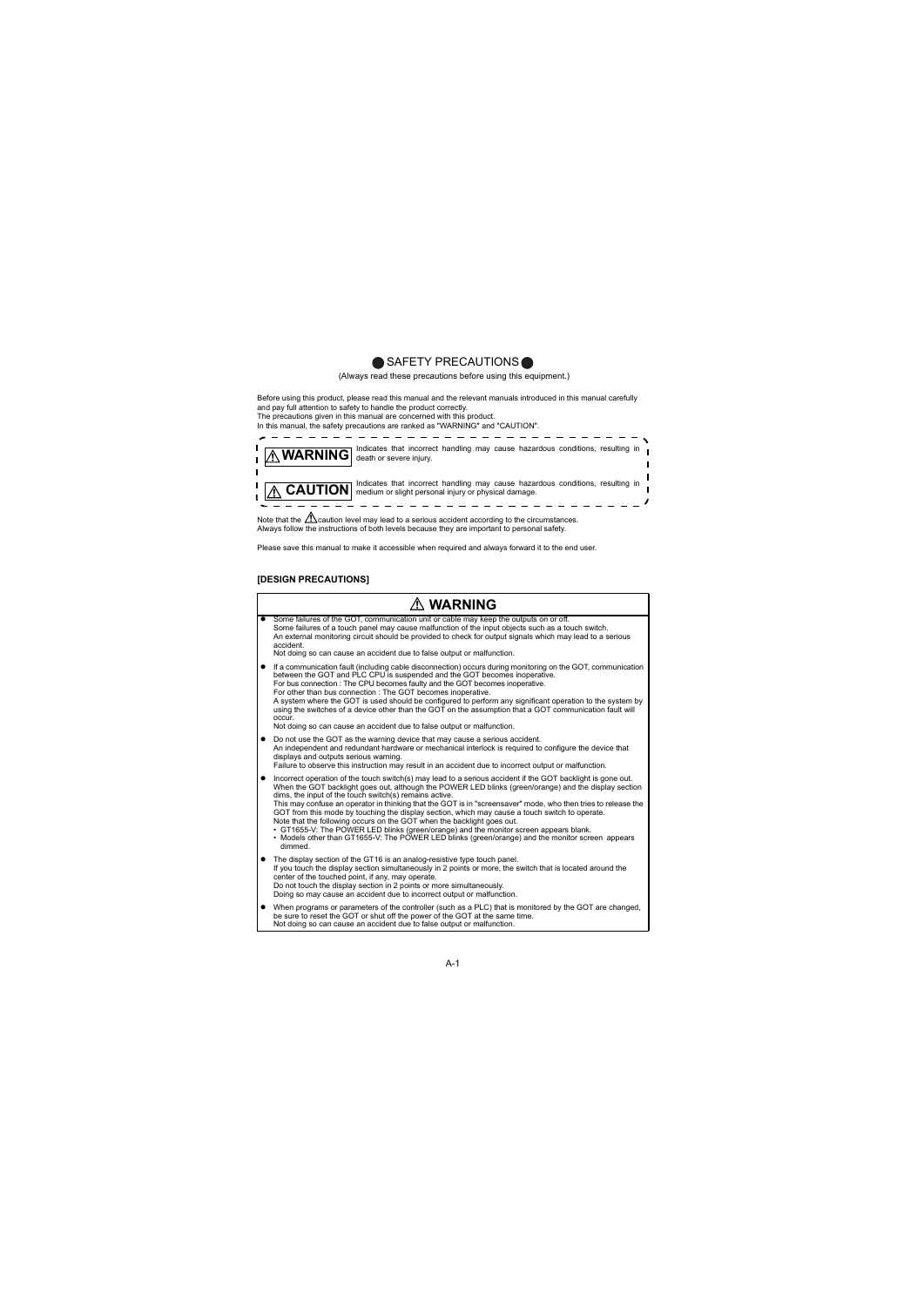# SAFETY PRECAUTIONS

(Always read these precautions before using this equipment.)

Before using this product, please read this manual and the relevant manuals introduced in this manual carefully and pay full attention to safety to handle the product correctly.
The precautions given in this manual are concerned with this product.
In this manual, the safety precautions are ranked as "WARNING" and "CAUTION".

| | |
|---|---|
| ⚠ **WARNING** | Indicates that incorrect handling may cause hazardous conditions, resulting in death or severe injury. |
| ⚠ **CAUTION** | Indicates that incorrect handling may cause hazardous conditions, resulting in medium or slight personal injury or physical damage. |

Note that the ⚠ caution level may lead to a serious accident according to the circumstances.
Always follow the instructions of both levels because they are important to personal safety.

Please save this manual to make it accessible when required and always forward it to the end user.

### [DESIGN PRECAUTIONS]

## ⚠ WARNING

- Some failures of the GOT, communication unit or cable may keep the outputs on or off.
  Some failures of a touch panel may cause malfunction of the input objects such as a touch switch.
  An external monitoring circuit should be provided to check for output signals which may lead to a serious accident.
  Not doing so can cause an accident due to false output or malfunction.
- If a communication fault (including cable disconnection) occurs during monitoring on the GOT, communication between the GOT and PLC CPU is suspended and the GOT becomes inoperative.
  For bus connection : The CPU becomes faulty and the GOT becomes inoperative.
  For other than bus connection : The GOT becomes inoperative.
  A system where the GOT is used should be configured to perform any significant operation to the system by using the switches of a device other than the GOT on the assumption that a GOT communication fault will occur.
  Not doing so can cause an accident due to false output or malfunction.
- Do not use the GOT as the warning device that may cause a serious accident.
  An independent and redundant hardware or mechanical interlock is required to configure the device that displays and outputs serious warning.
  Failure to observe this instruction may result in an accident due to incorrect output or malfunction.
- Incorrect operation of the touch switch(s) may lead to a serious accident if the GOT backlight is gone out.
  When the GOT backlight goes out, although the POWER LED blinks (green/orange) and the display section dims, the input of the touch switch(s) remains active.
  This may confuse an operator in thinking that the GOT is in "screensaver" mode, who then tries to release the GOT from this mode by touching the display section, which may cause a touch switch to operate.
  Note that the following occurs on the GOT when the backlight goes out.
  - GT1655-V: The POWER LED blinks (green/orange) and the monitor screen appears blank.
  - Models other than GT1655-V: The POWER LED blinks (green/orange) and the monitor screen appears dimmed.
- The display section of the GT16 is an analog-resistive type touch panel.
  If you touch the display section simultaneously in 2 points or more, the switch that is located around the center of the touched point, if any, may operate.
  Do not touch the display section in 2 points or more simultaneously.
  Doing so may cause an accident due to incorrect output or malfunction.
- When programs or parameters of the controller (such as a PLC) that is monitored by the GOT are changed, be sure to reset the GOT or shut off the power of the GOT at the same time.
  Not doing so can cause an accident due to false output or malfunction.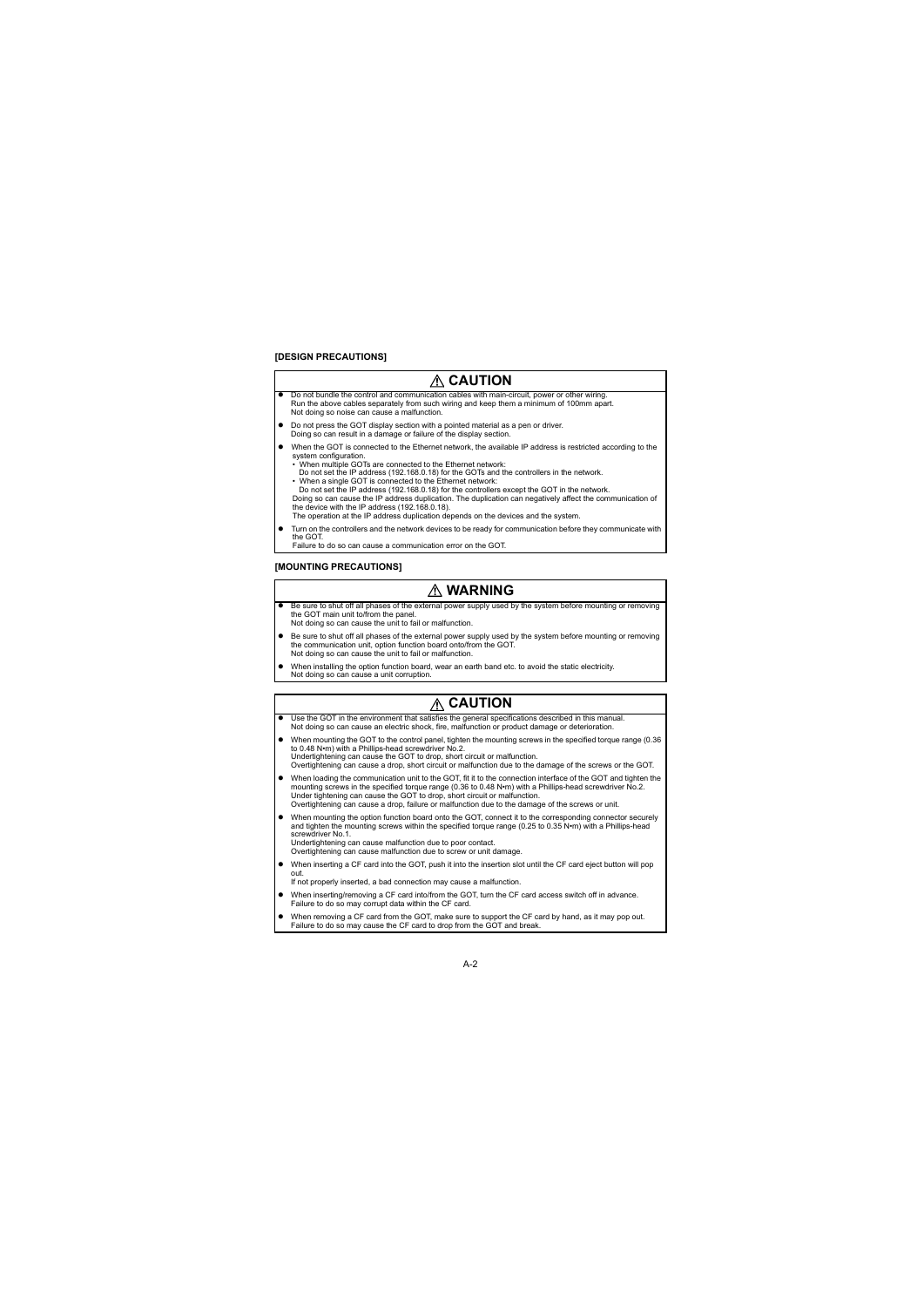**[DESIGN PRECAUTIONS]**

## ⚠ CAUTION

- Do not bundle the control and communication cables with main-circuit, power or other wiring.
  Run the above cables separately from such wiring and keep them a minimum of 100mm apart.
  Not doing so noise can cause a malfunction.
- Do not press the GOT display section with a pointed material as a pen or driver.
  Doing so can result in a damage or failure of the display section.
- When the GOT is connected to the Ethernet network, the available IP address is restricted according to the system configuration.
  - When multiple GOTs are connected to the Ethernet network:
    Do not set the IP address (192.168.0.18) for the GOTs and the controllers in the network.
  - When a single GOT is connected to the Ethernet network:
    Do not set the IP address (192.168.0.18) for the controllers except the GOT in the network.

  Doing so can cause the IP address duplication. The duplication can negatively affect the communication of the device with the IP address (192.168.0.18).
  The operation at the IP address duplication depends on the devices and the system.
- Turn on the controllers and the network devices to be ready for communication before they communicate with the GOT.
  Failure to do so can cause a communication error on the GOT.

**[MOUNTING PRECAUTIONS]**

## ⚠ WARNING

- Be sure to shut off all phases of the external power supply used by the system before mounting or removing the GOT main unit to/from the panel.
  Not doing so can cause the unit to fail or malfunction.
- Be sure to shut off all phases of the external power supply used by the system before mounting or removing the communication unit, option function board onto/from the GOT.
  Not doing so can cause the unit to fail or malfunction.
- When installing the option function board, wear an earth band etc. to avoid the static electricity.
  Not doing so can cause a unit corruption.

## ⚠ CAUTION

- Use the GOT in the environment that satisfies the general specifications described in this manual.
  Not doing so can cause an electric shock, fire, malfunction or product damage or deterioration.
- When mounting the GOT to the control panel, tighten the mounting screws in the specified torque range (0.36 to 0.48 N•m) with a Phillips-head screwdriver No.2.
  Undertightening can cause the GOT to drop, short circuit or malfunction.
  Overtightening can cause a drop, short circuit or malfunction due to the damage of the screws or the GOT.
- When loading the communication unit to the GOT, fit it to the connection interface of the GOT and tighten the mounting screws in the specified torque range (0.36 to 0.48 N•m) with a Phillips-head screwdriver No.2.
  Under tightening can cause the GOT to drop, short circuit or malfunction.
  Overtightening can cause a drop, failure or malfunction due to the damage of the screws or unit.
- When mounting the option function board onto the GOT, connect it to the corresponding connector securely and tighten the mounting screws within the specified torque range (0.25 to 0.35 N•m) with a Phillips-head screwdriver No.1.
  Undertightening can cause malfunction due to poor contact.
  Overtightening can cause malfunction due to screw or unit damage.
- When inserting a CF card into the GOT, push it into the insertion slot until the CF card eject button will pop out.
  If not properly inserted, a bad connection may cause a malfunction.
- When inserting/removing a CF card into/from the GOT, turn the CF card access switch off in advance.
  Failure to do so may corrupt data within the CF card.
- When removing a CF card from the GOT, make sure to support the CF card by hand, as it may pop out.
  Failure to do so may cause the CF card to drop from the GOT and break.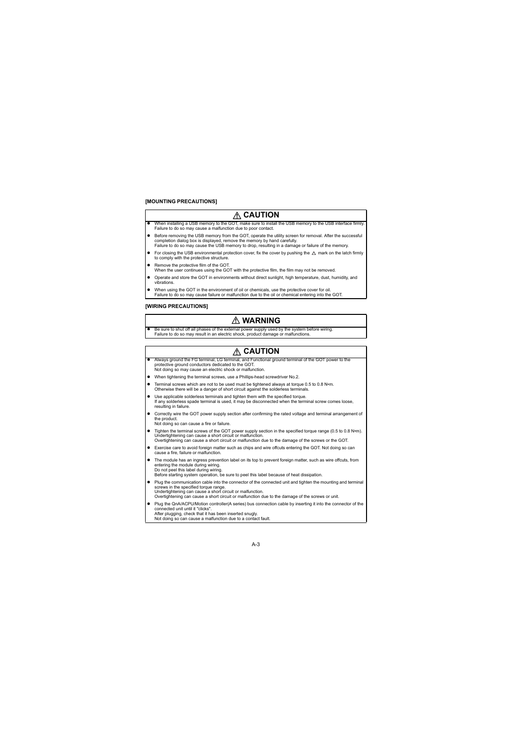**[MOUNTING PRECAUTIONS]**

## ⚠ CAUTION

- When installing a USB memory to the GOT, make sure to install the USB memory to the USB interface firmly. Failure to do so may cause a malfunction due to poor contact.
- Before removing the USB memory from the GOT, operate the utility screen for removal. After the successful completion dialog box is displayed, remove the memory by hand carefully. Failure to do so may cause the USB memory to drop, resulting in a damage or failure of the memory.
- For closing the USB environmental protection cover, fix the cover by pushing the △ mark on the latch firmly to comply with the protective structure.
- Remove the protective film of the GOT. When the user continues using the GOT with the protective film, the film may not be removed.
- Operate and store the GOT in environments without direct sunlight, high temperature, dust, humidity, and vibrations.
- When using the GOT in the environment of oil or chemicals, use the protective cover for oil. Failure to do so may cause failure or malfunction due to the oil or chemical entering into the GOT.

**[WIRING PRECAUTIONS]**

## ⚠ WARNING

- Be sure to shut off all phases of the external power supply used by the system before wiring. Failure to do so may result in an electric shock, product damage or malfunctions.

## ⚠ CAUTION

- Always ground the FG terminal, LG terminal, and Functional ground terminal of the GOT power to the protective ground conductors dedicated to the GOT. Not doing so may cause an electric shock or malfunction.
- When tightening the terminal screws, use a Phillips-head screwdriver No.2.
- Terminal screws which are not to be used must be tightened always at torque 0.5 to 0.8 N•m. Otherwise there will be a danger of short circuit against the solderless terminals.
- Use applicable solderless terminals and tighten them with the specified torque. If any solderless spade terminal is used, it may be disconnected when the terminal screw comes loose, resulting in failure.
- Correctly wire the GOT power supply section after confirming the rated voltage and terminal arrangement of the product. Not doing so can cause a fire or failure.
- Tighten the terminal screws of the GOT power supply section in the specified torque range (0.5 to 0.8 N•m). Undertightening can cause a short circuit or malfunction. Overtightening can cause a short circuit or malfunction due to the damage of the screws or the GOT.
- Exercise care to avoid foreign matter such as chips and wire offcuts entering the GOT. Not doing so can cause a fire, failure or malfunction.
- The module has an ingress prevention label on its top to prevent foreign matter, such as wire offcuts, from entering the module during wiring. Do not peel this label during wiring. Before starting system operation, be sure to peel this label because of heat dissipation.
- Plug the communication cable into the connector of the connected unit and tighten the mounting and terminal screws in the specified torque range. Undertightening can cause a short circuit or malfunction. Overtightening can cause a short circuit or malfunction due to the damage of the screws or unit.
- Plug the QnA/ACPU/Motion controller(A series) bus connection cable by inserting it into the connector of the connected unit until it "clicks". After plugging, check that it has been inserted snugly. Not doing so can cause a malfunction due to a contact fault.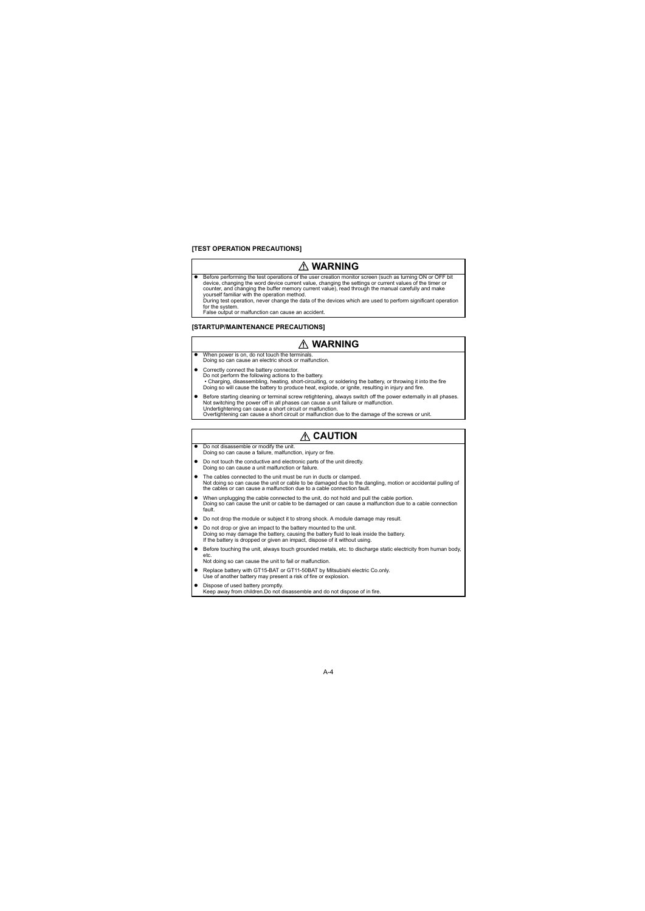**[TEST OPERATION PRECAUTIONS]**

### ⚠ WARNING

- Before performing the test operations of the user creation monitor screen (such as turning ON or OFF bit device, changing the word device current value, changing the settings or current values of the timer or counter, and changing the buffer memory current value), read through the manual carefully and make yourself familiar with the operation method.
  During test operation, never change the data of the devices which are used to perform significant operation for the system.
  False output or malfunction can cause an accident.

**[STARTUP/MAINTENANCE PRECAUTIONS]**

### ⚠ WARNING

- When power is on, do not touch the terminals.
  Doing so can cause an electric shock or malfunction.
- Correctly connect the battery connector.
  Do not perform the following actions to the battery.
  • Charging, disassembling, heating, short-circuiting, or soldering the battery, or throwing it into the fire
  Doing so will cause the battery to produce heat, explode, or ignite, resulting in injury and fire.
- Before starting cleaning or terminal screw retightening, always switch off the power externally in all phases.
  Not switching the power off in all phases can cause a unit failure or malfunction.
  Undertightening can cause a short circuit or malfunction.
  Overtightening can cause a short circuit or malfunction due to the damage of the screws or unit.

### ⚠ CAUTION

- Do not disassemble or modify the unit.
  Doing so can cause a failure, malfunction, injury or fire.
- Do not touch the conductive and electronic parts of the unit directly.
  Doing so can cause a unit malfunction or failure.
- The cables connected to the unit must be run in ducts or clamped.
  Not doing so can cause the unit or cable to be damaged due to the dangling, motion or accidental pulling of the cables or can cause a malfunction due to a cable connection fault.
- When unplugging the cable connected to the unit, do not hold and pull the cable portion.
  Doing so can cause the unit or cable to be damaged or can cause a malfunction due to a cable connection fault.
- Do not drop the module or subject it to strong shock. A module damage may result.
- Do not drop or give an impact to the battery mounted to the unit.
  Doing so may damage the battery, causing the battery fluid to leak inside the battery.
  If the battery is dropped or given an impact, dispose of it without using.
- Before touching the unit, always touch grounded metals, etc. to discharge static electricity from human body, etc.
  Not doing so can cause the unit to fail or malfunction.
- Replace battery with GT15-BAT or GT11-50BAT by Mitsubishi electric Co.only.
  Use of another battery may present a risk of fire or explosion.
- Dispose of used battery promptly.
  Keep away from children.Do not disassemble and do not dispose of in fire.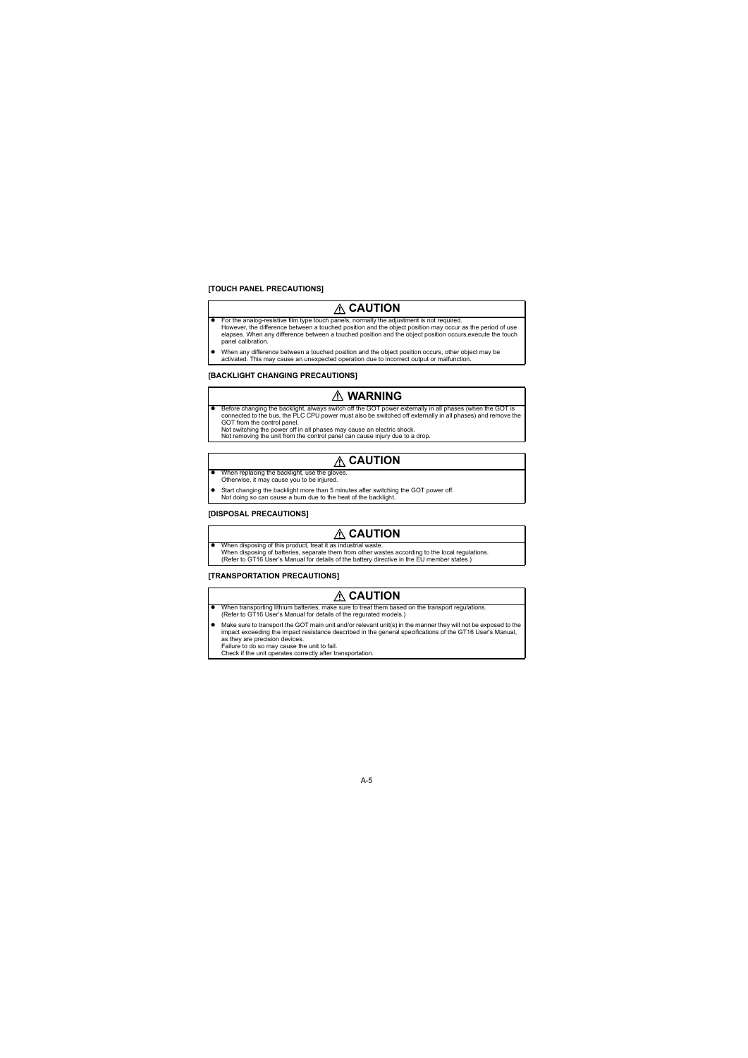**[TOUCH PANEL PRECAUTIONS]**

### ⚠ CAUTION

- For the analog-resistive film type touch panels, normally the adjustment is not required.
  However, the difference between a touched position and the object position may occur as the period of use elapses. When any difference between a touched position and the object position occurs,execute the touch panel calibration.
- When any difference between a touched position and the object position occurs, other object may be activated. This may cause an unexpected operation due to incorrect output or malfunction.

**[BACKLIGHT CHANGING PRECAUTIONS]**

### ⚠ WARNING

- Before changing the backlight, always switch off the GOT power externally in all phases (when the GOT is connected to the bus, the PLC CPU power must also be switched off externally in all phases) and remove the GOT from the control panel.
  Not switching the power off in all phases may cause an electric shock.
  Not removing the unit from the control panel can cause injury due to a drop.

### ⚠ CAUTION

- When replacing the backlight, use the gloves.
  Otherwise, it may cause you to be injured.
- Start changing the backlight more than 5 minutes after switching the GOT power off.
  Not doing so can cause a burn due to the heat of the backlight.

**[DISPOSAL PRECAUTIONS]**

### ⚠ CAUTION

- When disposing of this product, treat it as industrial waste.
  When disposing of batteries, separate them from other wastes according to the local regulations.
  (Refer to GT16 User's Manual for details of the battery directive in the EU member states.)

**[TRANSPORTATION PRECAUTIONS]**

### ⚠ CAUTION

- When transporting lithium batteries, make sure to treat them based on the transport regulations.
  (Refer to GT16 User's Manual for details of the regurated models.)
- Make sure to transport the GOT main unit and/or relevant unit(s) in the manner they will not be exposed to the impact exceeding the impact resistance described in the general specifications of the GT16 User's Manual, as they are precision devices.
  Failure to do so may cause the unit to fail.
  Check if the unit operates correctly after transportation.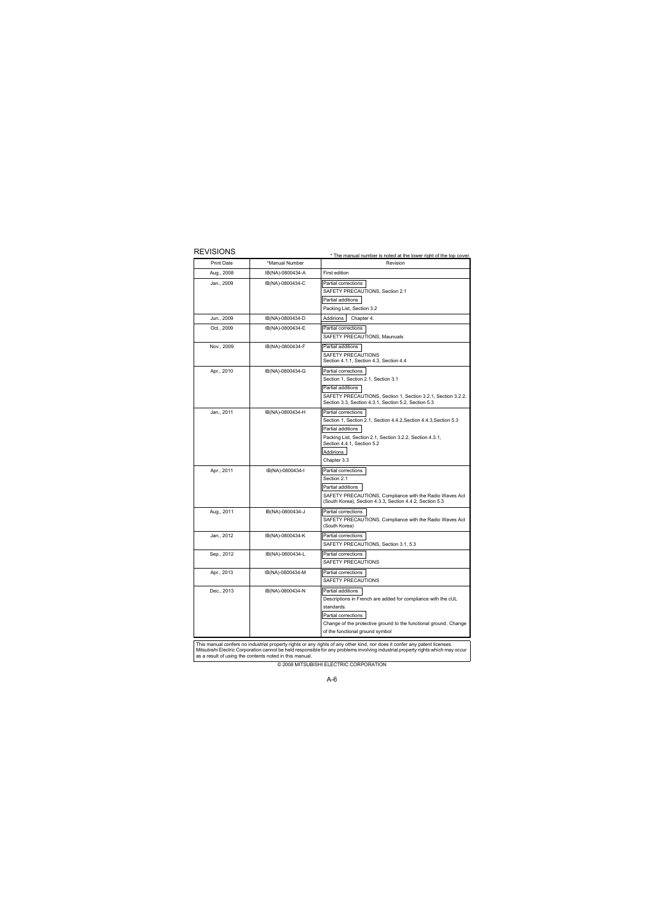## REVISIONS

\* The manual number is noted at the lower right of the top cover.

| Print Date | \*Manual Number | Revision |
|---|---|---|
| Aug., 2008 | IB(NA)-0800434-A | First edition |
| Jan., 2009 | IB(NA)-0800434-C | Partial corrections<br>SAFETY PRECAUTIONS, Section 2.1<br>Partial additions<br>Packing List, Section 3.2 |
| Jun., 2009 | IB(NA)-0800434-D | Addirions Chapter 4. |
| Oct., 2009 | IB(NA)-0800434-E | Partial corrections<br>SAFETY PRECAUTIONS, Maunuals |
| Nov., 2009 | IB(NA)-0800434-F | Partial additions<br>SAFETY PRECAUTIONS<br>Section 4.1.1, Section 4.3, Section 4.4 |
| Apr., 2010 | IB(NA)-0800434-G | Partial corrections<br>Section 1, Section 2.1, Section 3.1<br>Partial additions<br>SAFETY PRECAUTIONS, Section 1, Section 3.2.1, Section 3.2.2, Section 3.3, Section 4.3.1, Section 5.2, Section 5.3 |
| Jan., 2011 | IB(NA)-0800434-H | Partial corrections<br>Section 1, Section 2.1, Section 4.4.2,Section 4.4.3,Section 5.3<br>Partial additions<br>Packing List, Section 2.1, Section 3.2.2, Section 4.3.1, Section 4.4.1, Section 5.2<br>Addirions<br>Chapter 3.3 |
| Apr., 2011 | IB(NA)-0800434-I | Partial corrections<br>Section 2.1<br>Partial additions<br>SAFETY PRECAUTIONS, Compliance with the Radio Waves Act (South Korea), Section 4.3.3, Section 4.4.2, Section 5.3 |
| Aug., 2011 | IB(NA)-0800434-J | Partial corrections<br>SAFETY PRECAUTIONS, Compliance with the Radio Waves Act (South Korea) |
| Jan., 2012 | IB(NA)-0800434-K | Partial corrections<br>SAFETY PRECAUTIONS, Section 3.1, 5.3 |
| Sep., 2012 | IB(NA)-0800434-L | Partial corrections<br>SAFETY PRECAUTIONS |
| Apr., 2013 | IB(NA)-0800434-M | Partial corrections<br>SAFETY PRECAUTIONS |
| Dec., 2013 | IB(NA)-0800434-N | Partial additions<br>Descriptions in French are added for compliance with the cUL standards.<br>Partial corrections<br>Change of the protective ground to the functional ground. Change of the functional ground symbol |

This manual confers no industrial property rights or any rights of any other kind, nor does it confer any patent licenses. Mitsubishi Electric Corporation cannot be held responsible for any problems involving industrial property rights which may occur as a result of using the contents noted in this manual.

© 2008 MITSUBISHI ELECTRIC CORPORATION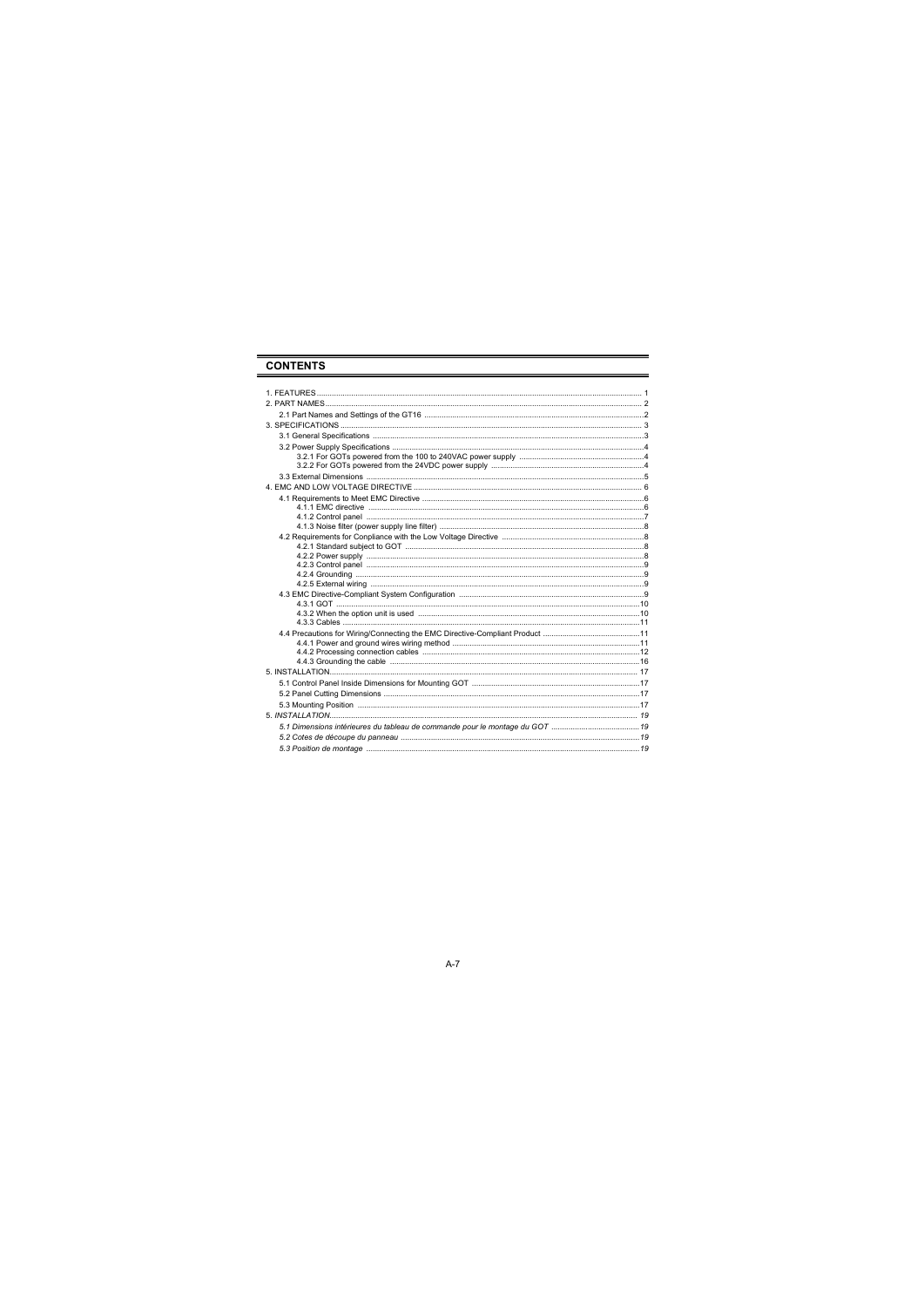## CONTENTS

1. FEATURES ........................................................................................................................................ 1
2. PART NAMES ..................................................................................................................................... 2
   2.1 Part Names and Settings of the GT16 ......................................................................................... 2
3. SPECIFICATIONS ............................................................................................................................. 3
   3.1 General Specifications ................................................................................................................ 3
   3.2 Power Supply Specifications ....................................................................................................... 4
      3.2.1 For GOTs powered from the 100 to 240VAC power supply ................................................. 4
      3.2.2 For GOTs powered from the 24VDC power supply .............................................................. 4
   3.3 External Dimensions ................................................................................................................... 5
4. EMC AND LOW VOLTAGE DIRECTIVE ............................................................................................ 6
   4.1 Requirements to Meet EMC Directive ......................................................................................... 6
      4.1.1 EMC directive ...................................................................................................................... 6
      4.1.2 Control panel ....................................................................................................................... 7
      4.1.3 Noise filter (power supply line filter) ..................................................................................... 8
   4.2 Requirements for Compliance with the Low Voltage Directive .................................................... 8
      4.2.1 Standard subject to GOT ..................................................................................................... 8
      4.2.2 Power supply ....................................................................................................................... 8
      4.2.3 Control panel ....................................................................................................................... 9
      4.2.4 Grounding ........................................................................................................................... 9
      4.2.5 External wiring .................................................................................................................... 9
   4.3 EMC Directive-Compliant System Configuration ........................................................................ 9
      4.3.1 GOT .................................................................................................................................. 10
      4.3.2 When the option unit is used ............................................................................................. 10
      4.3.3 Cables ............................................................................................................................... 11
   4.4 Precautions for Wiring/Connecting the EMC Directive-Compliant Product ................................ 11
      4.4.1 Power and ground wires wiring method ............................................................................. 11
      4.4.2 Processing connection cables ............................................................................................ 12
      4.4.3 Grounding the cable .......................................................................................................... 16
5. INSTALLATION ................................................................................................................................ 17
   5.1 Control Panel Inside Dimensions for Mounting GOT ................................................................. 17
   5.2 Panel Cutting Dimensions ......................................................................................................... 17
   5.3 Mounting Position ..................................................................................................................... 17

*5. INSTALLATION ................................................................................................................................ 19*
   *5.1 Dimensions intérieures du tableau de commande pour le montage du GOT ............................. 19*
   *5.2 Cotes de découpe du panneau ................................................................................................. 19*
   *5.3 Position de montage ................................................................................................................. 19*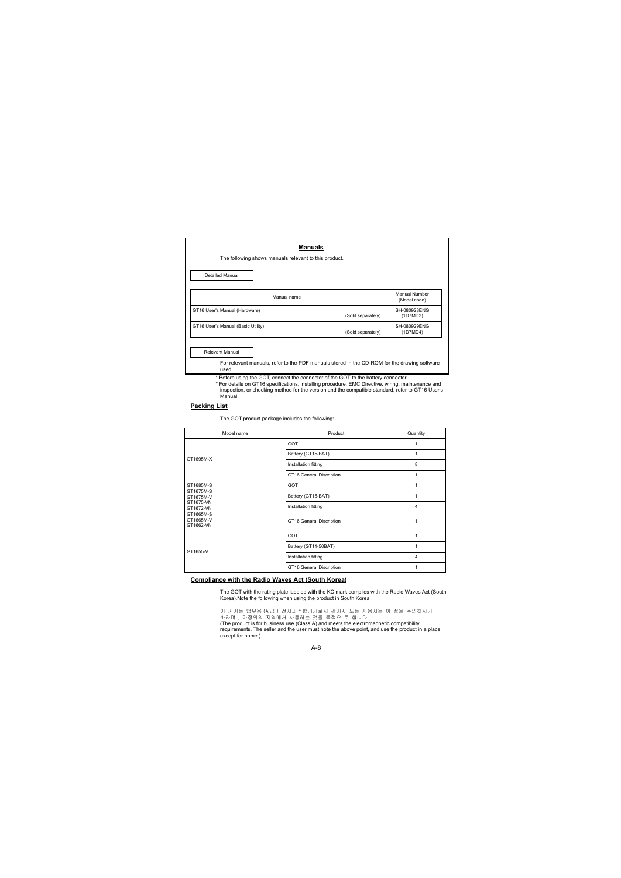## Manuals

The following shows manuals relevant to this product.

Detailed Manual

| Manual name | Manual Number (Model code) |
|---|---|
| GT16 User's Manual (Hardware) (Sold separately) | SH-080928ENG (1D7MD3) |
| GT16 User's Manual (Basic Utility) (Sold separately) | SH-080929ENG (1D7MD4) |

Relevant Manual

For relevant manuals, refer to the PDF manuals stored in the CD-ROM for the drawing software used.

* Before using the GOT, connect the connector of the GOT to the battery connector.
* For details on GT16 specifications, installing procedure, EMC Directive, wiring, maintenance and inspection, or checking method for the version and the compatible standard, refer to GT16 User's Manual.

## Packing List

The GOT product package includes the following:

| Model name | Product | Quantity |
|---|---|---|
| GT1695M-X | GOT | 1 |
| | Battery (GT15-BAT) | 1 |
| | Installation fitting | 8 |
| | GT16 General Discription | 1 |
| GT1685M-S<br>GT1675M-S<br>GT1675M-V<br>GT1675-VN<br>GT1672-VN<br>GT1665M-S<br>GT1665M-V<br>GT1662-VN | GOT | 1 |
| | Battery (GT15-BAT) | 1 |
| | Installation fitting | 4 |
| | GT16 General Discription | 1 |
| GT1655-V | GOT | 1 |
| | Battery (GT11-50BAT) | 1 |
| | Installation fitting | 4 |
| | GT16 General Discription | 1 |

## Compliance with the Radio Waves Act (South Korea)

The GOT with the rating plate labeled with the KC mark complies with the Radio Waves Act (South Korea).Note the following when using the product in South Korea.

이 기기는 업무용 (A 급 ) 전자파적합기기로서 판매자 또는 사용자는 이 점을 주의하시기 바라며 , 가정외의 지역에서 사용하는 것을 목적으 로 합니다 .
(The product is for business use (Class A) and meets the electromagnetic compatibility requirements. The seller and the user must note the above point, and use the product in a place except for home.)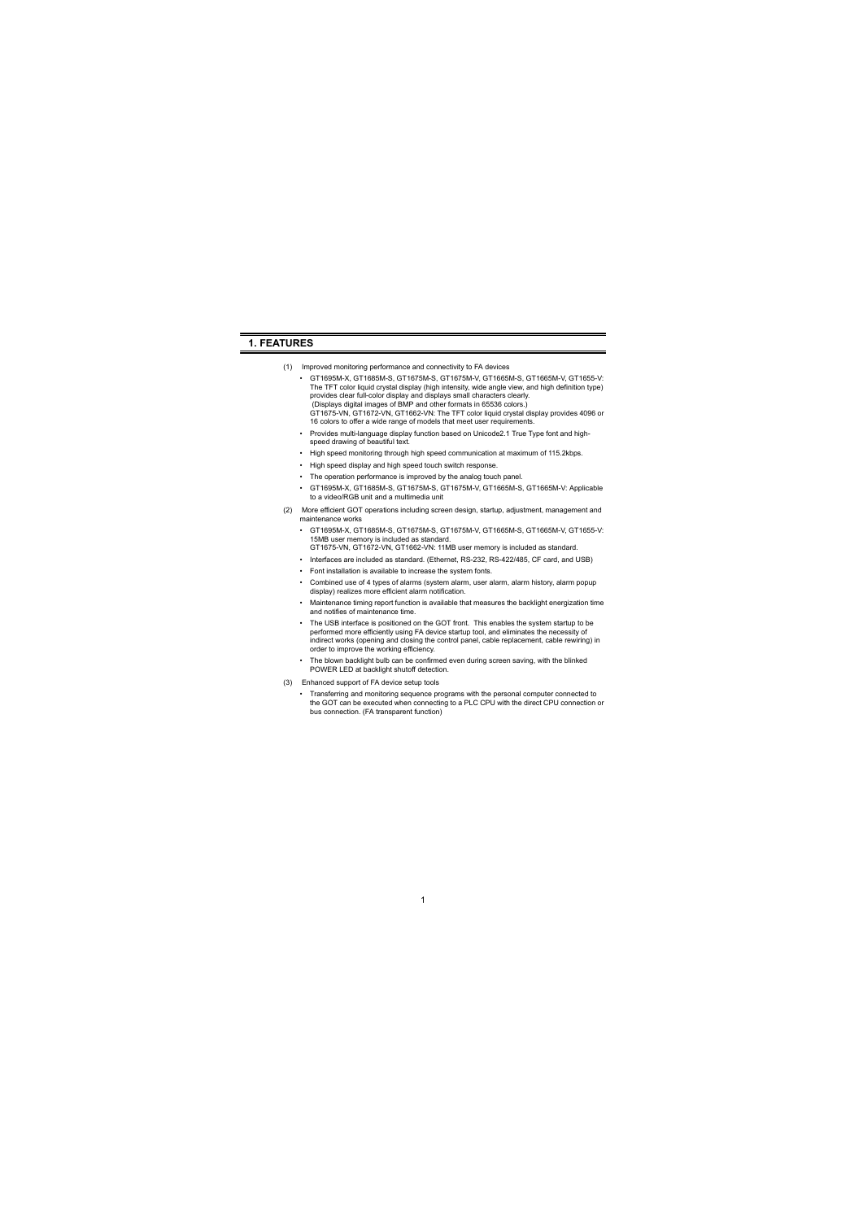# 1. FEATURES

(1) Improved monitoring performance and connectivity to FA devices

- GT1695M-X, GT1685M-S, GT1675M-S, GT1675M-V, GT1665M-S, GT1665M-V, GT1655-V: The TFT color liquid crystal display (high intensity, wide angle view, and high definition type) provides clear full-color display and displays small characters clearly.
  (Displays digital images of BMP and other formats in 65536 colors.)
  GT1675-VN, GT1672-VN, GT1662-VN: The TFT color liquid crystal display provides 4096 or 16 colors to offer a wide range of models that meet user requirements.
- Provides multi-language display function based on Unicode2.1 True Type font and high-speed drawing of beautiful text.
- High speed monitoring through high speed communication at maximum of 115.2kbps.
- High speed display and high speed touch switch response.
- The operation performance is improved by the analog touch panel.
- GT1695M-X, GT1685M-S, GT1675M-S, GT1675M-V, GT1665M-S, GT1665M-V: Applicable to a video/RGB unit and a multimedia unit

(2) More efficient GOT operations including screen design, startup, adjustment, management and maintenance works

- GT1695M-X, GT1685M-S, GT1675M-S, GT1675M-V, GT1665M-S, GT1665M-V, GT1655-V: 15MB user memory is included as standard.
  GT1675-VN, GT1672-VN, GT1662-VN: 11MB user memory is included as standard.
- Interfaces are included as standard. (Ethernet, RS-232, RS-422/485, CF card, and USB)
- Font installation is available to increase the system fonts.
- Combined use of 4 types of alarms (system alarm, user alarm, alarm history, alarm popup display) realizes more efficient alarm notification.
- Maintenance timing report function is available that measures the backlight energization time and notifies of maintenance time.
- The USB interface is positioned on the GOT front. This enables the system startup to be performed more efficiently using FA device startup tool, and eliminates the necessity of indirect works (opening and closing the control panel, cable replacement, cable rewiring) in order to improve the working efficiency.
- The blown backlight bulb can be confirmed even during screen saving, with the blinked POWER LED at backlight shutoff detection.

(3) Enhanced support of FA device setup tools

- Transferring and monitoring sequence programs with the personal computer connected to the GOT can be executed when connecting to a PLC CPU with the direct CPU connection or bus connection. (FA transparent function)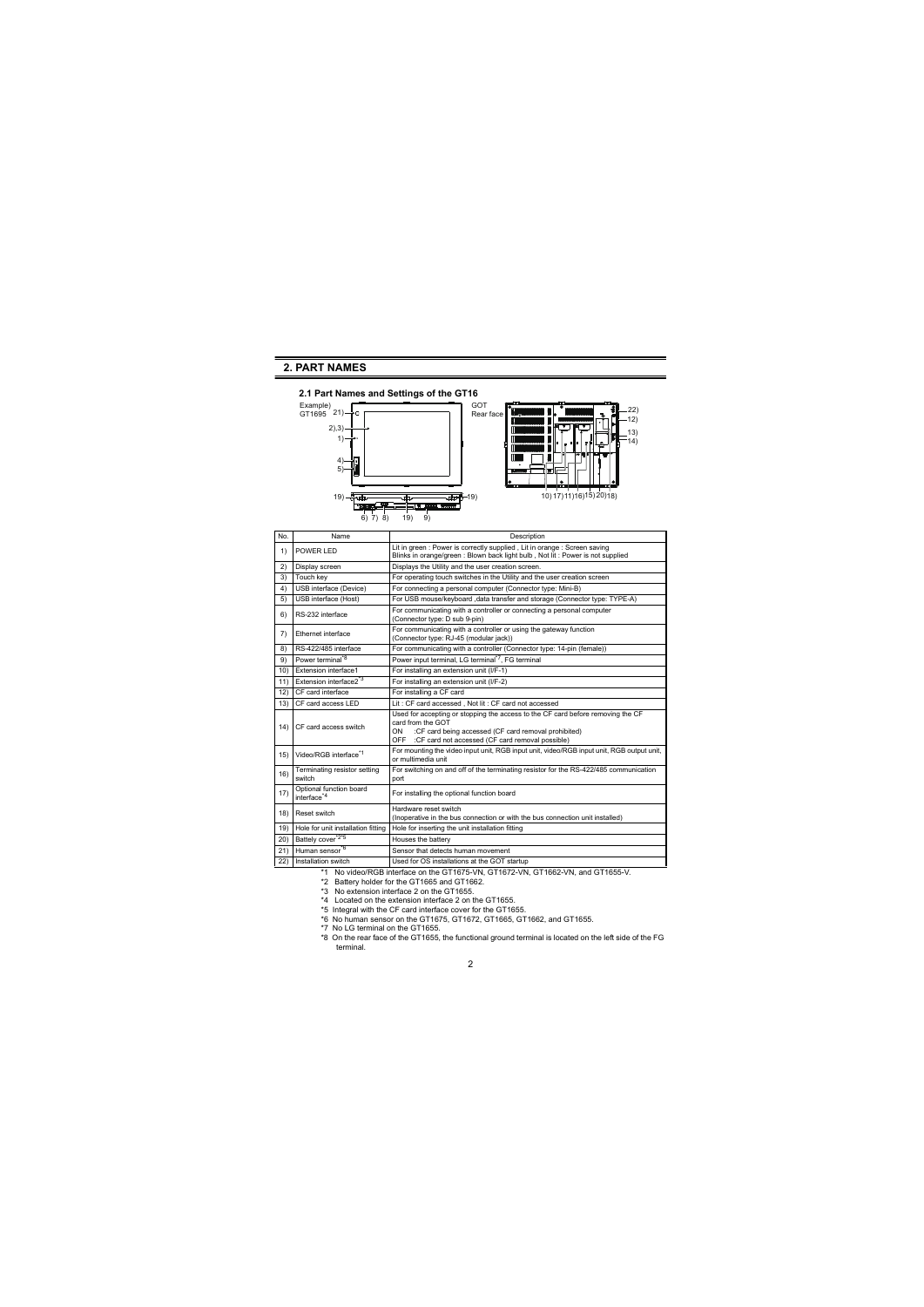## 2. PART NAMES

### 2.1 Part Names and Settings of the GT16

Example) GT1695

GOT Rear face

| No. | Name | Description |
| --- | --- | --- |
| 1) | POWER LED | Lit in green : Power is correctly supplied , Lit in orange : Screen saving<br>Blinks in orange/green : Blown back light bulb , Not lit : Power is not supplied |
| 2) | Display screen | Displays the Utility and the user creation screen. |
| 3) | Touch key | For operating touch switches in the Utility and the user creation screen |
| 4) | USB interface (Device) | For connecting a personal computer (Connector type: Mini-B) |
| 5) | USB interface (Host) | For USB mouse/keyboard ,data transfer and storage (Connector type: TYPE-A) |
| 6) | RS-232 interface | For communicating with a controller or connecting a personal computer<br>(Connector type: D sub 9-pin) |
| 7) | Ethernet interface | For communicating with a controller or using the gateway function<br>(Connector type: RJ-45 (modular jack)) |
| 8) | RS-422/485 interface | For communicating with a controller (Connector type: 14-pin (female)) |
| 9) | Power terminal*8 | Power input terminal, LG terminal*7, FG terminal |
| 10) | Extension interface1 | For installing an extension unit (I/F-1) |
| 11) | Extension interface2*3 | For installing an extension unit (I/F-2) |
| 12) | CF card interface | For installing a CF card |
| 13) | CF card access LED | Lit : CF card accessed , Not lit : CF card not accessed |
| 14) | CF card access switch | Used for accepting or stopping the access to the CF card before removing the CF card from the GOT<br>ON :CF card being accessed (CF card removal prohibited)<br>OFF :CF card not accessed (CF card removal possible) |
| 15) | Video/RGB interface*1 | For mounting the video input unit, RGB input unit, video/RGB input unit, RGB output unit, or multimedia unit |
| 16) | Terminating resistor setting switch | For switching on and off of the terminating resistor for the RS-422/485 communication port |
| 17) | Optional function board interface*4 | For installing the optional function board |
| 18) | Reset switch | Hardware reset switch<br>(Inoperative in the bus connection or with the bus connection unit installed) |
| 19) | Hole for unit installation fitting | Hole for inserting the unit installation fitting |
| 20) | Battely cover*2*5 | Houses the battery |
| 21) | Human sensor*6 | Sensor that detects human movement |
| 22) | Installation switch | Used for OS installations at the GOT startup |

*1 No video/RGB interface on the GT1675-VN, GT1672-VN, GT1662-VN, and GT1655-V.

*2 Battery holder for the GT1665 and GT1662.

*3 No extension interface 2 on the GT1655.

*4 Located on the extension interface 2 on the GT1655.

*5 Integral with the CF card interface cover for the GT1655.

*6 No human sensor on the GT1675, GT1672, GT1665, GT1662, and GT1655.

*7 No LG terminal on the GT1655.

*8 On the rear face of the GT1655, the functional ground terminal is located on the left side of the FG terminal.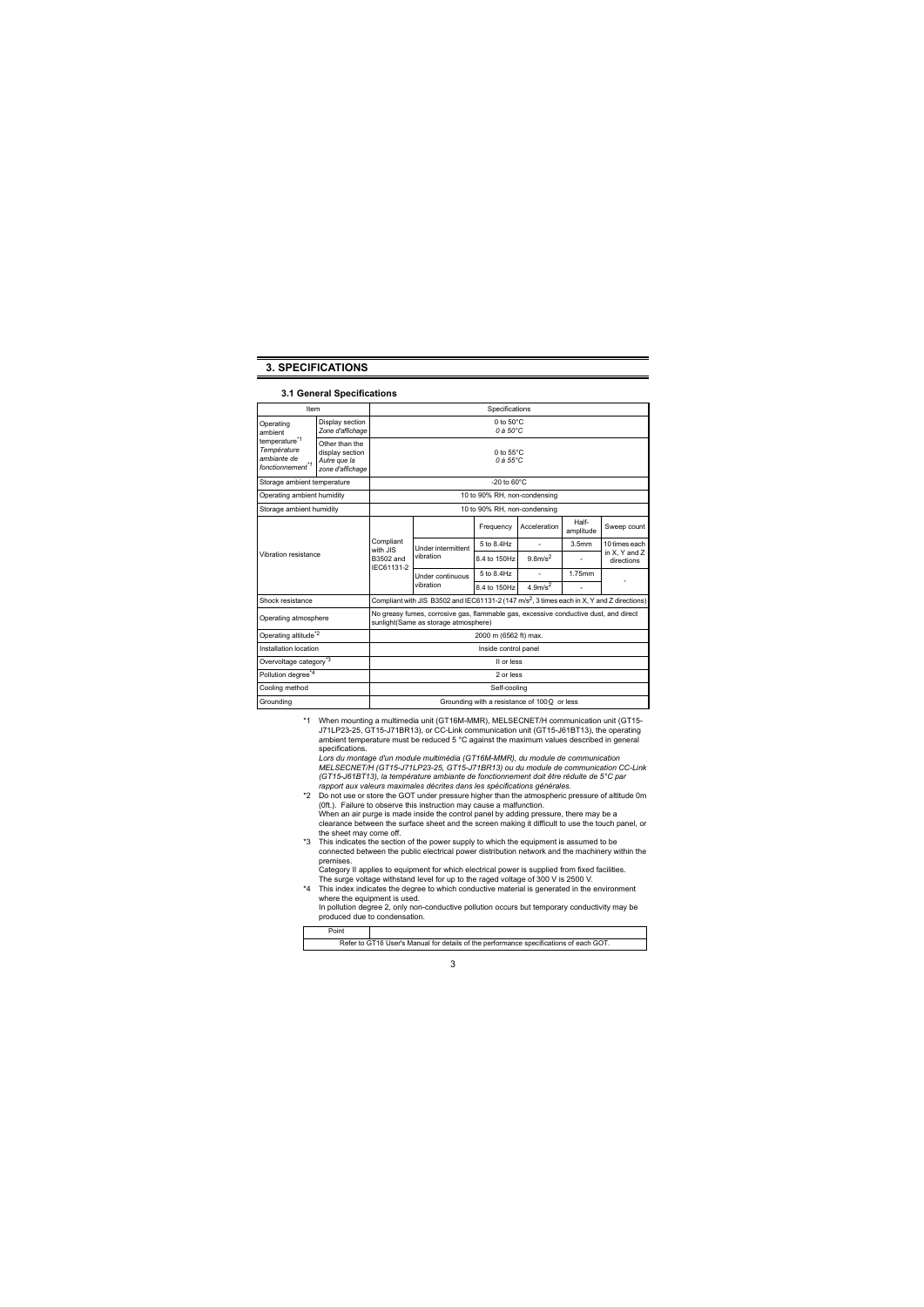# 3. SPECIFICATIONS

### 3.1 General Specifications

| Item | | Specifications | | | | | |
|---|---|---|---|---|---|---|---|
| Operating ambient temperature[*1] *Température ambiante de fonctionnement*[*1] | Display section *Zone d'affichage* | 0 to 50°C *0 à 50°C* | | | | | |
| | Other than the display section *Autre que la zone d'affichage* | 0 to 55°C *0 à 55°C* | | | | | |
| Storage ambient temperature | | -20 to 60°C | | | | | |
| Operating ambient humidity | | 10 to 90% RH, non-condensing | | | | | |
| Storage ambient humidity | | 10 to 90% RH, non-condensing | | | | | |
| Vibration resistance | | Compliant with JIS B3502 and IEC61131-2 | | Frequency | Acceleration | Half-amplitude | Sweep count |
| | | | Under intermittent vibration | 5 to 8.4Hz | - | 3.5mm | 10 times each in X, Y and Z directions |
| | | | | 8.4 to 150Hz | $9.8 m/s^2$ | - | |
| | | | Under continuous vibration | 5 to 8.4Hz | - | 1.75mm | - |
| | | | | 8.4 to 150Hz | $4.9 m/s^2$ | - | |
| Shock resistance | | Compliant with JIS B3502 and IEC61131-2 (147 $m/s^2$, 3 times each in X, Y and Z directions) | | | | | |
| Operating atmosphere | | No greasy fumes, corrosive gas, flammable gas, excessive conductive dust, and direct sunlight(Same as storage atmosphere) | | | | | |
| Operating altitude[*2] | | 2000 m (6562 ft) max. | | | | | |
| Installation location | | Inside control panel | | | | | |
| Overvoltage category[*3] | | II or less | | | | | |
| Pollution degree[*4] | | 2 or less | | | | | |
| Cooling method | | Self-cooling | | | | | |
| Grounding | | Grounding with a resistance of 100Ω or less | | | | | |

*1 When mounting a multimedia unit (GT16M-MMR), MELSECNET/H communication unit (GT15-J71LP23-25, GT15-J71BR13), or CC-Link communication unit (GT15-J61BT13), the operating ambient temperature must be reduced 5 °C against the maximum values described in general specifications.
*Lors du montage d'un module multimédia (GT16M-MMR), du module de communication MELSECNET/H (GT15-J71LP23-25, GT15-J71BR13) ou du module de communication CC-Link (GT15-J61BT13), la température ambiante de fonctionnement doit être réduite de 5°C par rapport aux valeurs maximales décrites dans les spécifications générales.*

*2 Do not use or store the GOT under pressure higher than the atmospheric pressure of altitude 0m (0ft.). Failure to observe this instruction may cause a malfunction.
When an air purge is made inside the control panel by adding pressure, there may be a clearance between the surface sheet and the screen making it difficult to use the touch panel, or the sheet may come off.

*3 This indicates the section of the power supply to which the equipment is assumed to be connected between the public electrical power distribution network and the machinery within the premises.
Category II applies to equipment for which electrical power is supplied from fixed facilities.
The surge voltage withstand level for up to the raged voltage of 300 V is 2500 V.

*4 This index indicates the degree to which conductive material is generated in the environment where the equipment is used.
In pollution degree 2, only non-conductive pollution occurs but temporary conductivity may be produced due to condensation.

| Point |
|---|
| Refer to GT16 User's Manual for details of the performance specifications of each GOT. |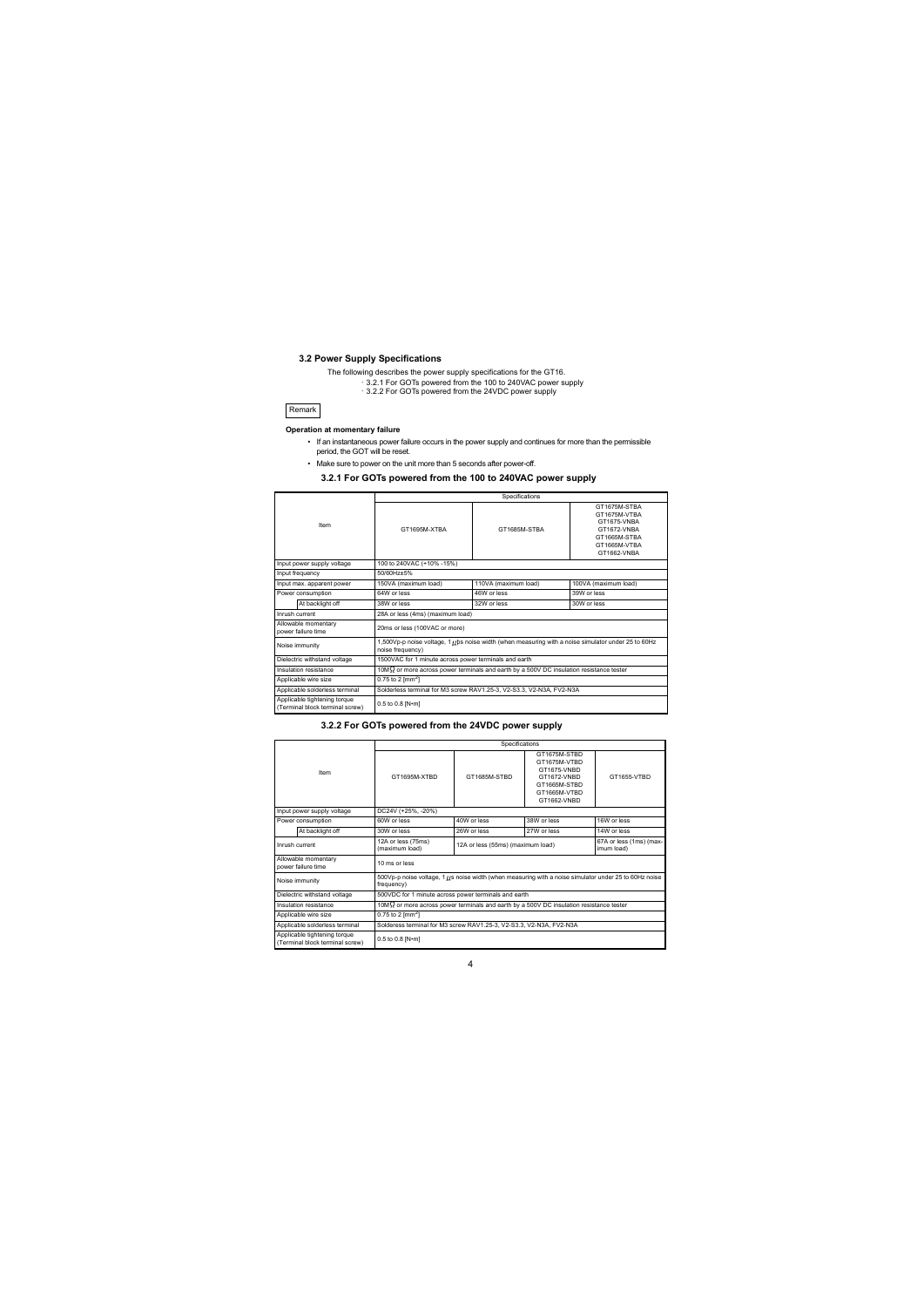## 3.2 Power Supply Specifications

The following describes the power supply specifications for the GT16.

· 3.2.1 For GOTs powered from the 100 to 240VAC power supply
· 3.2.2 For GOTs powered from the 24VDC power supply

Remark

**Operation at momentary failure**

- If an instantaneous power failure occurs in the power supply and continues for more than the permissible period, the GOT will be reset.
- Make sure to power on the unit more than 5 seconds after power-off.

### 3.2.1 For GOTs powered from the 100 to 240VAC power supply

| Item | | Specifications | | |
|---|---|---|---|---|
| | | GT1695M-XTBA | GT1685M-STBA | GT1675M-STBA GT1675M-VTBA GT1675-VNBA GT1672-VNBA GT1665M-STBA GT1665M-VTBA GT1662-VNBA |
| Input power supply voltage | | 100 to 240VAC (+10% -15%) | | |
| Input frequency | | 50/60Hz±5% | | |
| Input max. apparent power | | 150VA (maximum load) | 110VA (maximum load) | 100VA (maximum load) |
| Power consumption | | 64W or less | 46W or less | 39W or less |
| | At backlight off | 38W or less | 32W or less | 30W or less |
| Inrush current | | 28A or less (4ms) (maximum load) | | |
| Allowable momentary power failure time | | 20ms or less (100VAC or more) | | |
| Noise immunity | | 1,500Vp-p noise voltage, 1μs noise width (when measuring with a noise simulator under 25 to 60Hz noise frequency) | | |
| Dielectric withstand voltage | | 1500VAC for 1 minute across power terminals and earth | | |
| Insulation resistance | | 10MΩ or more across power terminals and earth by a 500V DC insulation resistance tester | | |
| Applicable wire size | | 0.75 to 2 [mm²] | | |
| Applicable solderless terminal | | Solderless terminal for M3 screw RAV1.25-3, V2-S3.3, V2-N3A, FV2-N3A | | |
| Applicable tightening torque (Terminal block terminal screw) | | 0.5 to 0.8 [N•m] | | |

### 3.2.2 For GOTs powered from the 24VDC power supply

| Item | | Specifications | | | |
|---|---|---|---|---|---|
| | | GT1695M-XTBD | GT1685M-STBD | GT1675M-STBD GT1675M-VTBD GT1675-VNBD GT1672-VNBD GT1665M-STBD GT1665M-VTBD GT1662-VNBD | GT1655-VTBD |
| Input power supply voltage | | DC24V (+25%, -20%) | | | |
| Power consumption | | 60W or less | 40W or less | 38W or less | 16W or less |
| | At backlight off | 30W or less | 26W or less | 27W or less | 14W or less |
| Inrush current | | 12A or less (75ms) (maximum load) | 12A or less (55ms) (maximum load) | | 67A or less (1ms) (maximum load) |
| Allowable momentary power failure time | | 10 ms or less | | | |
| Noise immunity | | 500Vp-p noise voltage, 1 μs noise width (when measuring with a noise simulator under 25 to 60Hz noise frequency) | | | |
| Dielectric withstand voltage | | 500VDC for 1 minute across power terminals and earth | | | |
| Insulation resistance | | 10MΩ or more across power terminals and earth by a 500V DC insulation resistance tester | | | |
| Applicable wire size | | 0.75 to 2 [mm²] | | | |
| Applicable solderless terminal | | Solderless terminal for M3 screw RAV1.25-3, V2-S3.3, V2-N3A, FV2-N3A | | | |
| Applicable tightening torque (Terminal block terminal screw) | | 0.5 to 0.8 [N•m] | | | |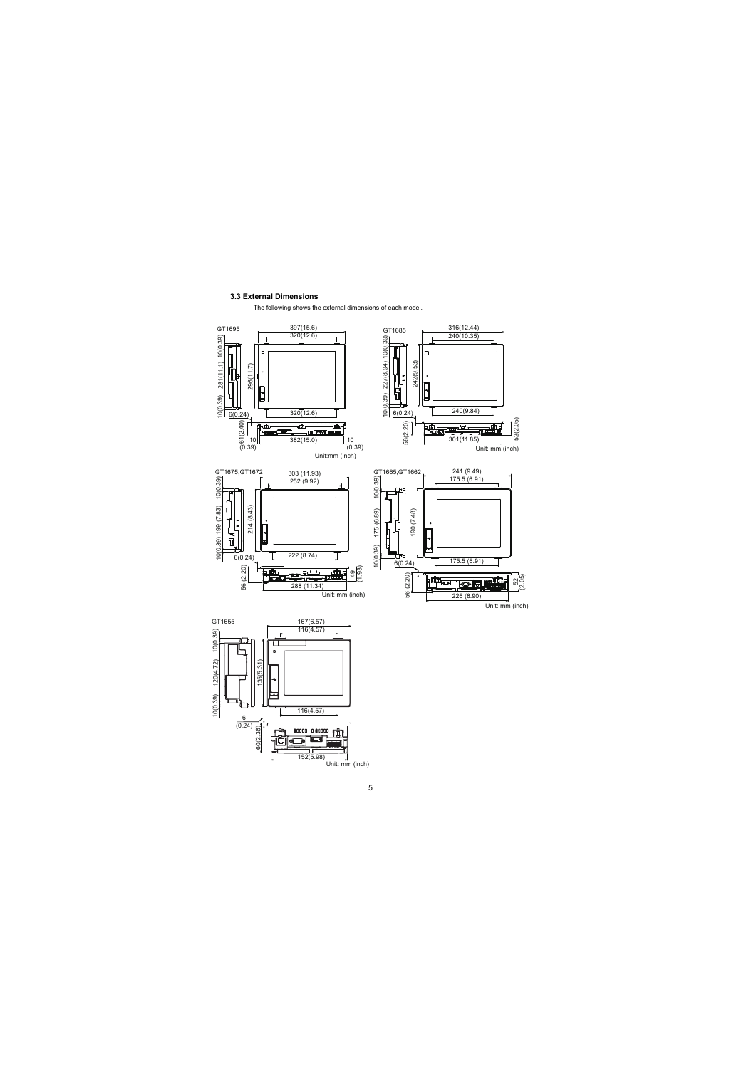### 3.3 External Dimensions

The following shows the external dimensions of each model.

GT1695

397(15.6)
320(12.6)
10(0.39) 281(11.1) 10(0.39)
296(11.7)
6(0.24)
320(12.6)
61(2.40)
10 (0.39)
382(15.0)
10 (0.39)
Unit:mm (inch)

GT1685

316(12.44)
240(10.35)
10(0.39) 227(8.94) 10(0.39)
242(9.53)
6(0.24)
240(9.84)
56(2.20)
301(11.85)
52(2.05)
Unit: mm (inch)

GT1675,GT1672

303 (11.93)
252 (9.92)
10(0.39) 199 (7.83) 10(0.39)
214 (8.43)
6(0.24)
222 (8.74)
56 (2.20)
288 (11.34)
49 (1.93)
Unit: mm (inch)

GT1665,GT1662

241 (9.49)
175.5 (6.91)
10(0.39) 175 (6.89) 10(0.39)
190 (7.48)
6(0.24)
175.5 (6.91)
56 (2.20)
226 (8.90)
52 (2.05)
Unit: mm (inch)

GT1655

167(6.57)
116(4.57)
10(0.39) 120(4.72) 10(0.39)
135(5.31)
6 (0.24)
116(4.57)
60(2.36)
152(5.98)
Unit: mm (inch)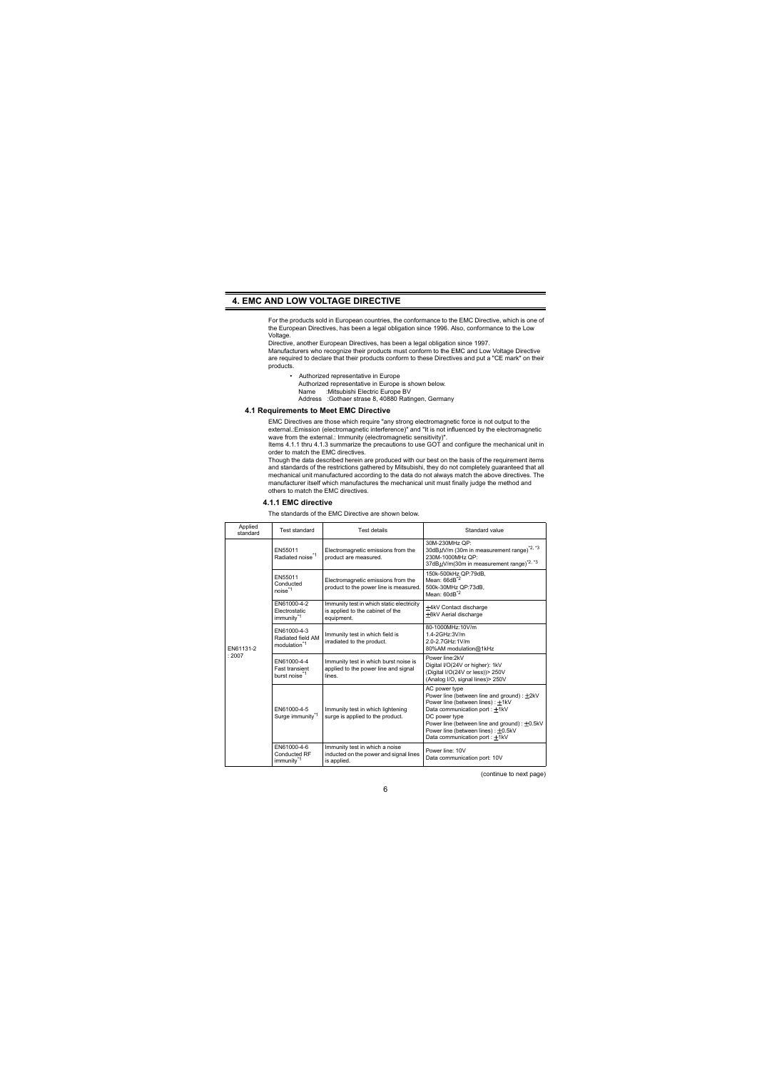# 4. EMC AND LOW VOLTAGE DIRECTIVE

For the products sold in European countries, the conformance to the EMC Directive, which is one of the European Directives, has been a legal obligation since 1996. Also, conformance to the Low Voltage.

Directive, another European Directives, has been a legal obligation since 1997.

Manufacturers who recognize their products must conform to the EMC and Low Voltage Directive are required to declare that their products conform to these Directives and put a "CE mark" on their products.

- Authorized representative in Europe
  Authorized representative in Europe is shown below.
  Name :Mitsubishi Electric Europe BV
  Address :Gothaer strase 8, 40880 Ratingen, Germany

## 4.1 Requirements to Meet EMC Directive

EMC Directives are those which require "any strong electromagnetic force is not output to the external.:Emission (electromagnetic interference)" and "It is not influenced by the electromagnetic wave from the external.: Immunity (electromagnetic sensitivity)".

Items 4.1.1 thru 4.1.3 summarize the precautions to use GOT and configure the mechanical unit in order to match the EMC directives.

Though the data described herein are produced with our best on the basis of the requirement items and standards of the restrictions gathered by Mitsubishi, they do not completely guaranteed that all mechanical unit manufactured according to the data do not always match the above directives. The manufacturer itself which manufactures the mechanical unit must finally judge the method and others to match the EMC directives.

### 4.1.1 EMC directive

The standards of the EMC Directive are shown below.

| Applied standard | Test standard | Test details | Standard value |
|---|---|---|---|
| EN61131-2 : 2007 | EN55011 Radiated noise[*1] | Electromagnetic emissions from the product are measured. | 30M-230MHz QP: 30dBμV/m (30m in measurement range)[*2, *3] 230M-1000MHz QP: 37dBμV/m(30m in measurement range)[*2, *3] |
| | EN55011 Conducted noise[*1] | Electromagnetic emissions from the product to the power line is measured. | 150k-500kHz QP:79dB, Mean: 66dB[*2] 500k-30MHz QP:73dB, Mean: 60dB[*2] |
| | EN61000-4-2 Electrostatic immunity[*1] | Immunity test in which static electricity is applied to the cabinet of the equipment. | ±4kV Contact discharge ±8kV Aerial discharge |
| | EN61000-4-3 Radiated field AM modulation[*1] | Immunity test in which field is irradiated to the product. | 80-1000MHz:10V/m 1.4-2GHz:3V/m 2.0-2.7GHz:1V/m 80%AM modulation@1kHz |
| | EN61000-4-4 Fast transient burst noise[*1] | Immunity test in which burst noise is applied to the power line and signal lines. | Power line:2kV Digital I/O(24V or higher): 1kV (Digital I/O(24V or less))> 250V (Analog I/O, signal lines)> 250V |
| | EN61000-4-5 Surge immunity[*1] | Immunity test in which lightening surge is applied to the product. | AC power type Power line (between line and ground) : ±2kV Power line (between lines) : ±1kV Data communication port : ±1kV DC power type Power line (between line and ground) : ±0.5kV Power line (between lines) : ±0.5kV Data communication port : ±1kV |
| | EN61000-4-6 Conducted RF immunity[*1] | Immunity test in which a noise inducted on the power and signal lines is applied. | Power line: 10V Data communication port: 10V |

(continue to next page)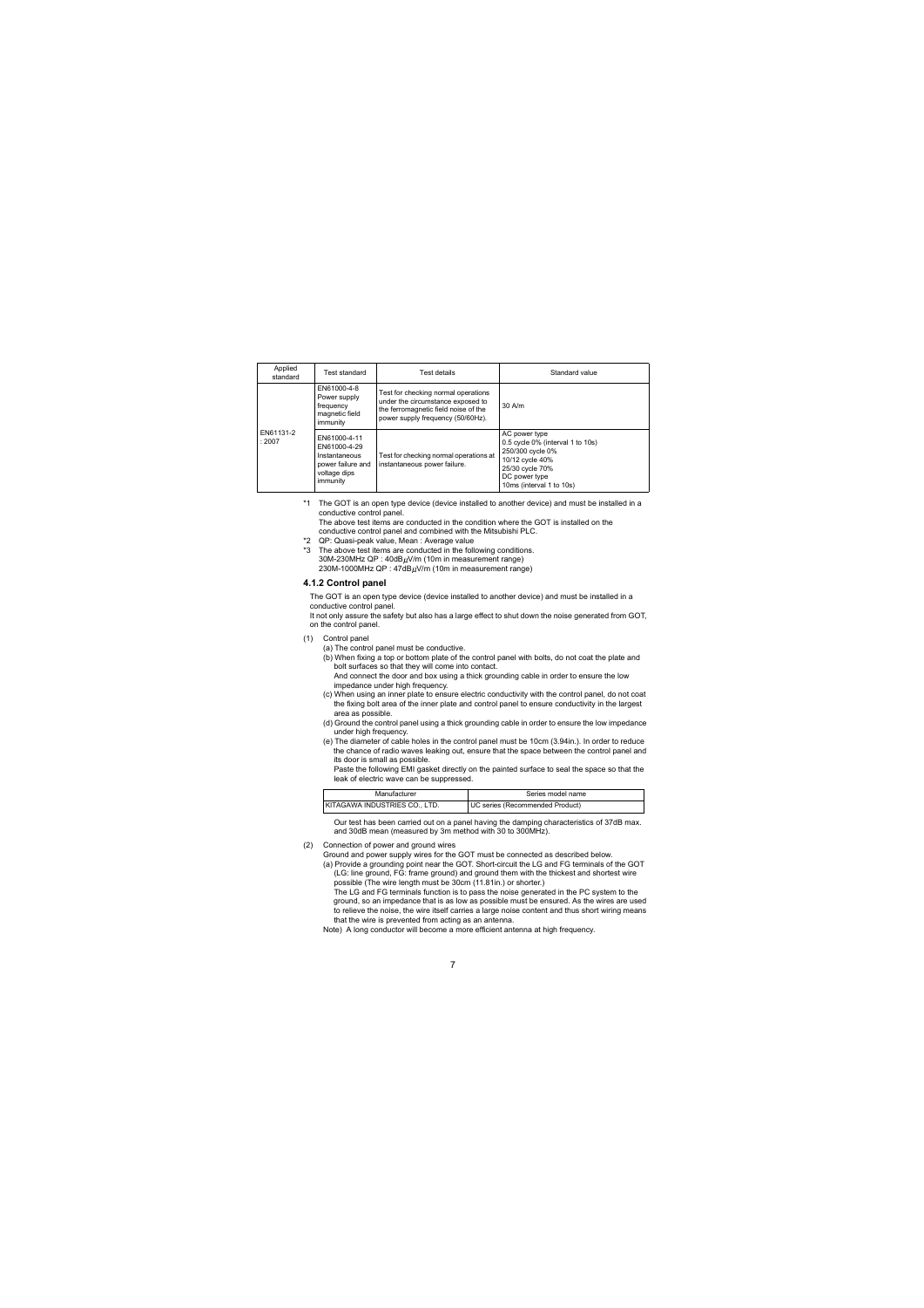| Applied standard | Test standard | Test details | Standard value |
|---|---|---|---|
| EN61131-2 : 2007 | EN61000-4-8 Power supply frequency magnetic field immunity | Test for checking normal operations under the circumstance exposed to the ferromagnetic field noise of the power supply frequency (50/60Hz). | 30 A/m |
| | EN61000-4-11 EN61000-4-29 Instantaneous power failure and voltage dips immunity | Test for checking normal operations at instantaneous power failure. | AC power type 0.5 cycle 0% (interval 1 to 10s) 250/300 cycle 0% 10/12 cycle 40% 25/30 cycle 70% DC power type 10ms (interval 1 to 10s) |

*1 The GOT is an open type device (device installed to another device) and must be installed in a conductive control panel.
The above test items are conducted in the condition where the GOT is installed on the conductive control panel and combined with the Mitsubishi PLC.

*2 QP: Quasi-peak value, Mean : Average value

*3 The above test items are conducted in the following conditions.
30M-230MHz QP : 40dBμV/m (10m in measurement range)
230M-1000MHz QP : 47dBμV/m (10m in measurement range)

### 4.1.2 Control panel

The GOT is an open type device (device installed to another device) and must be installed in a conductive control panel.
It not only assure the safety but also has a large effect to shut down the noise generated from GOT, on the control panel.

(1) Control panel
- (a) The control panel must be conductive.
- (b) When fixing a top or bottom plate of the control panel with bolts, do not coat the plate and bolt surfaces so that they will come into contact.
  And connect the door and box using a thick grounding cable in order to ensure the low impedance under high frequency.
- (c) When using an inner plate to ensure electric conductivity with the control panel, do not coat the fixing bolt area of the inner plate and control panel to ensure conductivity in the largest area as possible.
- (d) Ground the control panel using a thick grounding cable in order to ensure the low impedance under high frequency.
- (e) The diameter of cable holes in the control panel must be 10cm (3.94in.). In order to reduce the chance of radio waves leaking out, ensure that the space between the control panel and its door is small as possible.
  Paste the following EMI gasket directly on the painted surface to seal the space so that the leak of electric wave can be suppressed.

| Manufacturer | Series model name |
|---|---|
| KITAGAWA INDUSTRIES CO., LTD. | UC series (Recommended Product) |

Our test has been carried out on a panel having the damping characteristics of 37dB max. and 30dB mean (measured by 3m method with 30 to 300MHz).

(2) Connection of power and ground wires
Ground and power supply wires for the GOT must be connected as described below.
- (a) Provide a grounding point near the GOT. Short-circuit the LG and FG terminals of the GOT (LG: line ground, FG: frame ground) and ground them with the thickest and shortest wire possible (The wire length must be 30cm (11.81in.) or shorter.)
  The LG and FG terminals function is to pass the noise generated in the PC system to the ground, so an impedance that is as low as possible must be ensured. As the wires are used to relieve the noise, the wire itself carries a large noise content and thus short wiring means that the wire is prevented from acting as an antenna.

Note) A long conductor will become a more efficient antenna at high frequency.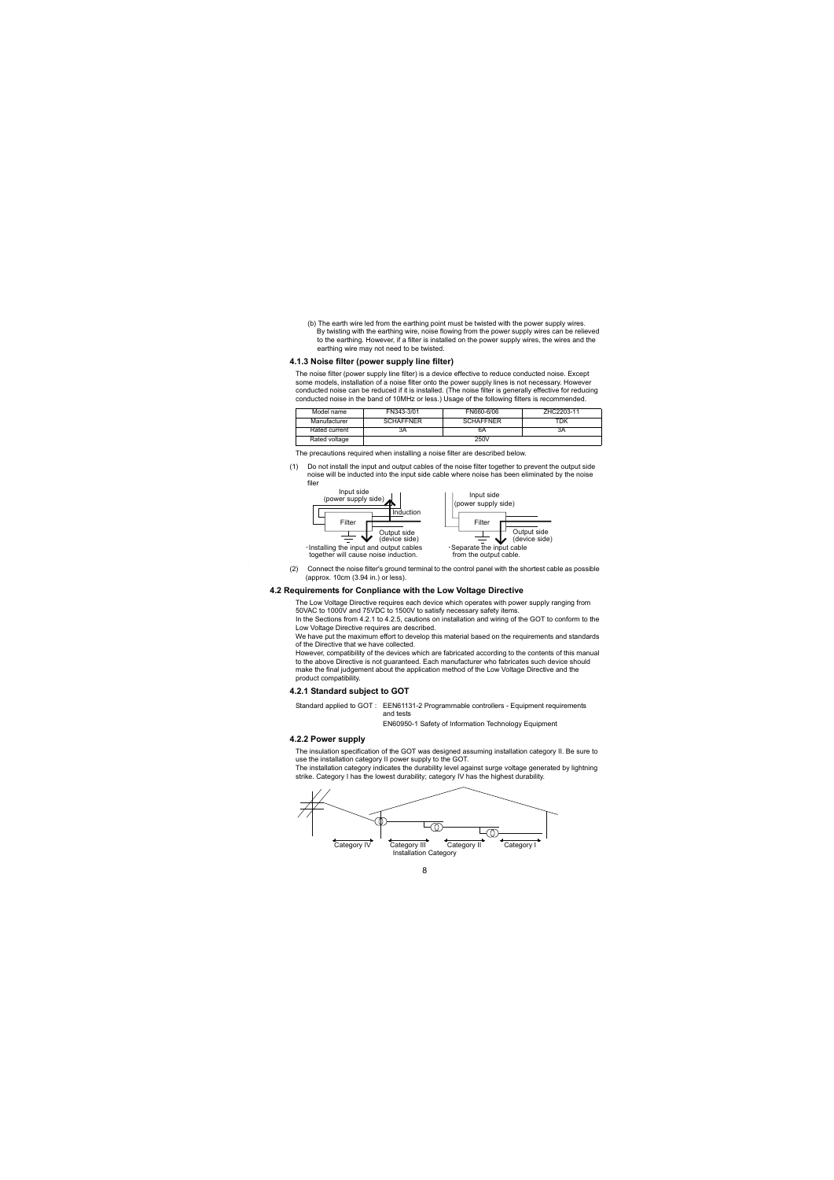(b) The earth wire led from the earthing point must be twisted with the power supply wires.
By twisting with the earthing wire, noise flowing from the power supply wires can be relieved to the earthing. However, if a filter is installed on the power supply wires, the wires and the earthing wire may not need to be twisted.

### 4.1.3 Noise filter (power supply line filter)

The noise filter (power supply line filter) is a device effective to reduce conducted noise. Except some models, installation of a noise filter onto the power supply lines is not necessary. However conducted noise can be reduced if it is installed. (The noise filter is generally effective for reducing conducted noise in the band of 10MHz or less.) Usage of the following filters is recommended.

| Model name | FN343-3/01 | FN660-6/06 | ZHC2203-11 |
|---|---|---|---|
| Manufacturer | SCHAFFNER | SCHAFFNER | TDK |
| Rated current | 3A | 6A | 3A |
| Rated voltage | 250V | | |

The precautions required when installing a noise filter are described below.

(1) Do not install the input and output cables of the noise filter together to prevent the output side noise will be inducted into the input side cable where noise has been eliminated by the noise filer

Input side (power supply side)
Induction
Filter
Output side (device side)
・Installing the input and output cables together will cause noise induction.

Input side (power supply side)
Filter
Output side (device side)
・Separate the input cable from the output cable.

(2) Connect the noise filter's ground terminal to the control panel with the shortest cable as possible (approx. 10cm (3.94 in.) or less).

## 4.2 Requirements for Conpliance with the Low Voltage Directive

The Low Voltage Directive requires each device which operates with power supply ranging from 50VAC to 1000V and 75VDC to 1500V to satisfy necessary safety items.
In the Sections from 4.2.1 to 4.2.5, cautions on installation and wiring of the GOT to conform to the Low Voltage Directive requires are described.
We have put the maximum effort to develop this material based on the requirements and standards of the Directive that we have collected.
However, compatibility of the devices which are fabricated according to the contents of this manual to the above Directive is not guaranteed. Each manufacturer who fabricates such device should make the final judgement about the application method of the Low Voltage Directive and the product compatibility.

### 4.2.1 Standard subject to GOT

Standard applied to GOT : EEN61131-2 Programmable controllers - Equipment requirements and tests
EN60950-1 Safety of Information Technology Equipment

### 4.2.2 Power supply

The insulation specification of the GOT was designed assuming installation category II. Be sure to use the installation category II power supply to the GOT.
The installation category indicates the durability level against surge voltage generated by lightning strike. Category I has the lowest durability; category IV has the highest durability.

Category IV　Category III　Category II　Category I
Installation Category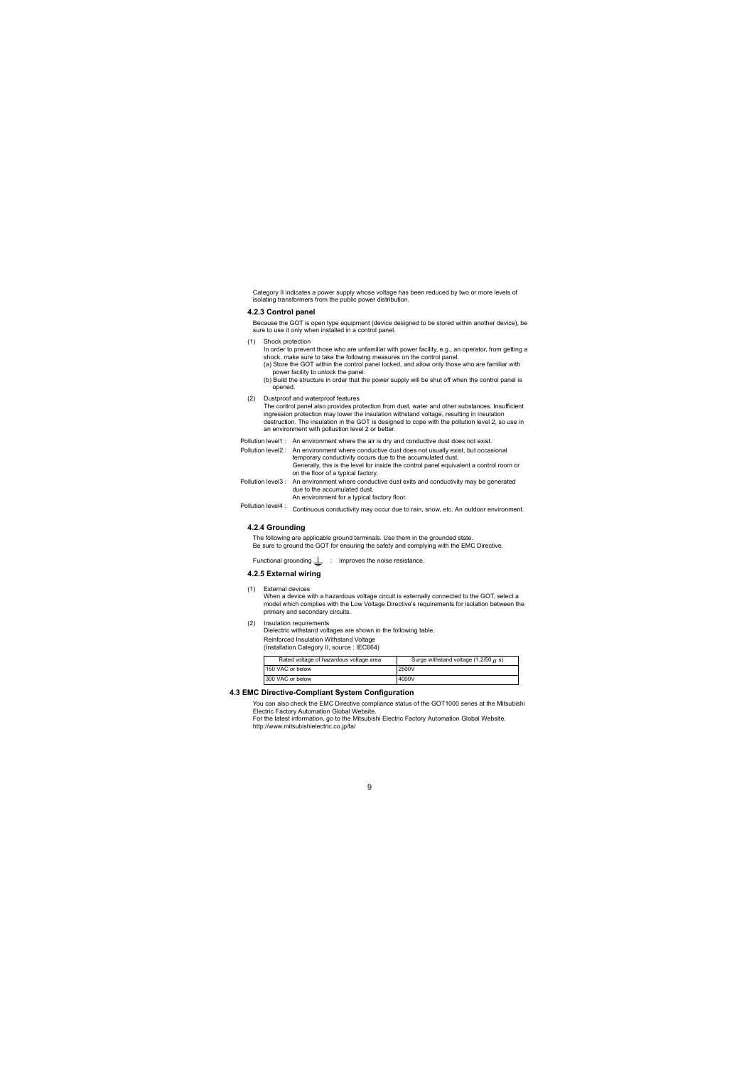Category II indicates a power supply whose voltage has been reduced by two or more levels of isolating transformers from the public power distribution.

### 4.2.3 Control panel

Because the GOT is open type equipment (device designed to be stored within another device), be sure to use it only when installed in a control panel.

(1) Shock protection
In order to prevent those who are unfamiliar with power facility, e.g., an operator, from getting a shock, make sure to take the following measures on the control panel.
(a) Store the GOT within the control panel locked, and allow only those who are familiar with power facility to unlock the panel.
(b) Build the structure in order that the power supply will be shut off when the control panel is opened.

(2) Dustproof and waterproof features
The control panel also provides protection from dust, water and other substances. Insufficient ingression protection may lower the insulation withstand voltage, resulting in insulation destruction. The insulation in the GOT is designed to cope with the pollution level 2, so use in an environment with pollution level 2 or better.

Pollution level1 : An environment where the air is dry and conductive dust does not exist.
Pollution level2 : An environment where conductive dust does not usually exist, but occasional temporary conductivity occurs due to the accumulated dust.
Generally, this is the level for inside the control panel equivalent a control room or on the floor of a typical factory.
Pollution level3 : An environment where conductive dust exits and conductivity may be generated due to the accumulated dust.
An environment for a typical factory floor.
Pollution level4 : Continuous conductivity may occur due to rain, snow, etc. An outdoor environment.

### 4.2.4 Grounding

The following are applicable ground terminals. Use them in the grounded state.
Be sure to ground the GOT for ensuring the safety and complying with the EMC Directive.

Functional grounding ⏚ : Improves the noise resistance.

### 4.2.5 External wiring

(1) External devices
When a device with a hazardous voltage circuit is externally connected to the GOT, select a model which complies with the Low Voltage Directive's requirements for isolation between the primary and secondary circuits.

(2) Insulation requirements
Dielectric withstand voltages are shown in the following table.
Reinforced Insulation Withstand Voltage
(Installation Category II, source : IEC664)

| Rated voltage of hazardous voltage area | Surge withstand voltage (1.2/50 $\mu$ s) |
|---|---|
| 150 VAC or below | 2500V |
| 300 VAC or below | 4000V |

## 4.3 EMC Directive-Compliant System Configuration

You can also check the EMC Directive compliance status of the GOT1000 series at the Mitsubishi Electric Factory Automation Global Website.
For the latest information, go to the Mitsubishi Electric Factory Automation Global Website.
http://www.mitsubishielectric.co.jp/fa/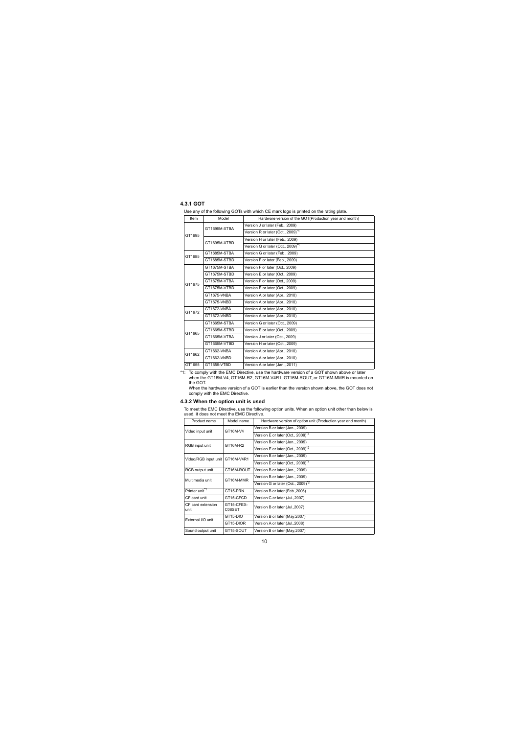### 4.3.1 GOT

Use any of the following GOTs with which CE mark logo is printed on the rating plate.

| Item | Model | Hardware version of the GOT(Production year and month) |
|---|---|---|
| GT1695 | GT1695M-XTBA | Version J or later (Feb., 2009) |
| | | Version R or later (Oct., 2009)*1 |
| | GT1695M-XTBD | Version H or later (Feb., 2009) |
| | | Version Q or later (Oct., 2009)*1 |
| GT1685 | GT1685M-STBA | Version G or later (Feb., 2009) |
| | GT1685M-STBD | Version F or later (Feb., 2009) |
| GT1675 | GT1675M-STBA | Version F or later (Oct., 2009) |
| | GT1675M-STBD | Version E or later (Oct., 2009) |
| | GT1675M-VTBA | Version F or later (Oct., 2009) |
| | GT1675M-VTBD | Version E or later (Oct., 2009) |
| | GT1675-VNBA | Version A or later (Apr., 2010) |
| | GT1675-VNBD | Version A or later (Apr., 2010) |
| GT1672 | GT1672-VNBA | Version A or later (Apr., 2010) |
| | GT1672-VNBD | Version A or later (Apr., 2010) |
| GT1665 | GT1665M-STBA | Version G or later (Oct., 2009) |
| | GT1665M-STBD | Version E or later (Oct., 2009) |
| | GT1665M-VTBA | Version J or later (Oct., 2009) |
| | GT1665M-VTBD | Version H or later (Oct., 2009) |
| GT1662 | GT1662-VNBA | Version A or later (Apr., 2010) |
| | GT1662-VNBD | Version A or later (Apr., 2010) |
| GT1655 | GT1655-VTBD | Version A or later (Jan., 2011) |

*1: To comply with the EMC Directive, use the hardware version of a GOT shown above or later when the GT16M-V4, GT16M-R2, GT16M-V4R1, GT16M-ROUT, or GT16M-MMR is mounted on the GOT.
When the hardware version of a GOT is earlier than the version shown above, the GOT does not comply with the EMC Directive.

### 4.3.2 When the option unit is used

To meet the EMC Directive, use the following option units. When an option unit other than below is used, it does not meet the EMC Directive.

| Product name | Model name | Hardware version of option unit (Production year and month) |
|---|---|---|
| Video input unit | GT16M-V4 | Version B or later (Jan., 2009) |
| | | Version E or later (Oct., 2009)*2 |
| RGB input unit | GT16M-R2 | Version B or later (Jan., 2009) |
| | | Version E or later (Oct., 2009)*2 |
| Video/RGB input unit | GT16M-V4R1 | Version B or later (Jan., 2009) |
| | | Version E or later (Oct., 2009)*2 |
| RGB output unit | GT16M-ROUT | Version B or later (Jan., 2009) |
| Multimedia unit | GT16M-MMR | Version B or later (Jan., 2009) |
| | | Version G or later (Oct., 2009)*2 |
| Printer unit*1 | GT15-PRN | Version B or later (Feb.,2008) |
| CF card unit | GT15-CFCD | Version C or later (Jul.,2007) |
| CF card extension unit | GT15-CFEX-C08SET | Version B or later (Jul.,2007) |
| External I/O unit | GT15-DIO | Version B or later (May,2007) |
| | GT15-DIOR | Version A or later (Jul.,2008) |
| Sound output unit | GT15-SOUT | Version B or later (May,2007) |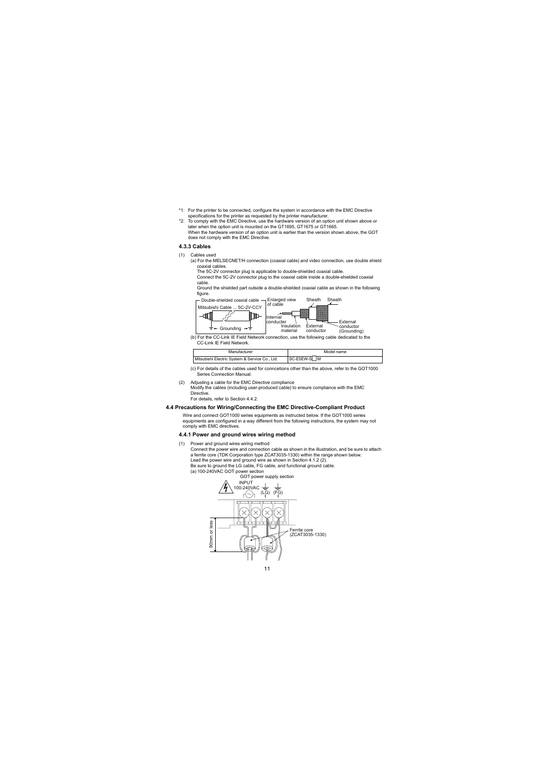*1: For the printer to be connected, configure the system in accordance with the EMC Directive specifications for the printer as requested by the printer manufacturer.

*2: To comply with the EMC Directive, use the hardware version of an option unit shown above or later when the option unit is mounted on the GT1695, GT1675 or GT1665.
When the hardware version of an option unit is earlier than the version shown above, the GOT does not comply with the EMC Directive.

### 4.3.3 Cables

(1) Cables used

(a) For the MELSECNET/H connection (coaxial cable) and video connection, use double shield coaxial cables.
The 5C-2V connector plug is applicable to double-shielded coaxial cable.
Connect the 5C-2V connector plug to the coaxial cable inside a double-shielded coaxial cable.
Ground the shielded part outside a double-shielded coaxial cable as shown in the following figure.

Double-shielded coaxial cable
Mitsubishi Cable ... 5C-2V-CCY
Grounding
Enlarged view of cable
Internal conducter
Insulation material
External conductor
Sheath
Sheath
External conductor (Grounding)

(b) For the CC-Link IE Field Network connection, use the following cable dedicated to the CC-Link IE Field Network.

| Manufacturer | Model name |
|---|---|
| Mitsubishi Electric System & Service Co., Ltd. | SC-E5EW-S☐M |

(c) For details of the cables used for conncetions other than the above, refer to the GOT1000 Series Connection Manual.

(2) Adjusting a cable for the EMC Directive compliance
Modify the cables (including user-produced cable) to ensure compliance with the EMC Directive.
For details, refer to Section 4.4.2.

## 4.4 Precautions for Wiring/Connecting the EMC Directive-Compliant Product

Wire and connect GOT1000 series equipments as instructed below. If the GOT1000 series equipments are configured in a way different from the following instructions, the system may not comply with EMC directives.

### 4.4.1 Power and ground wires wiring method

(1) Power and ground wires wiring method
Connect the power wire and connection cable as shown in the illustration, and be sure to attach a ferrite core (TDK Corporation type ZCAT3035-1330) within the range shown below.
Lead the power wire and ground wire as shown in Section 4.1.2 (2).
Be sure to ground the LG cable, FG cable, and functional ground cable.

(a) 100-240VAC GOT power section

GOT power supply section
INPUT
100-240VAC
(LG) (FG)
90mm or less
Ferrite core
(ZCAT3035-1330)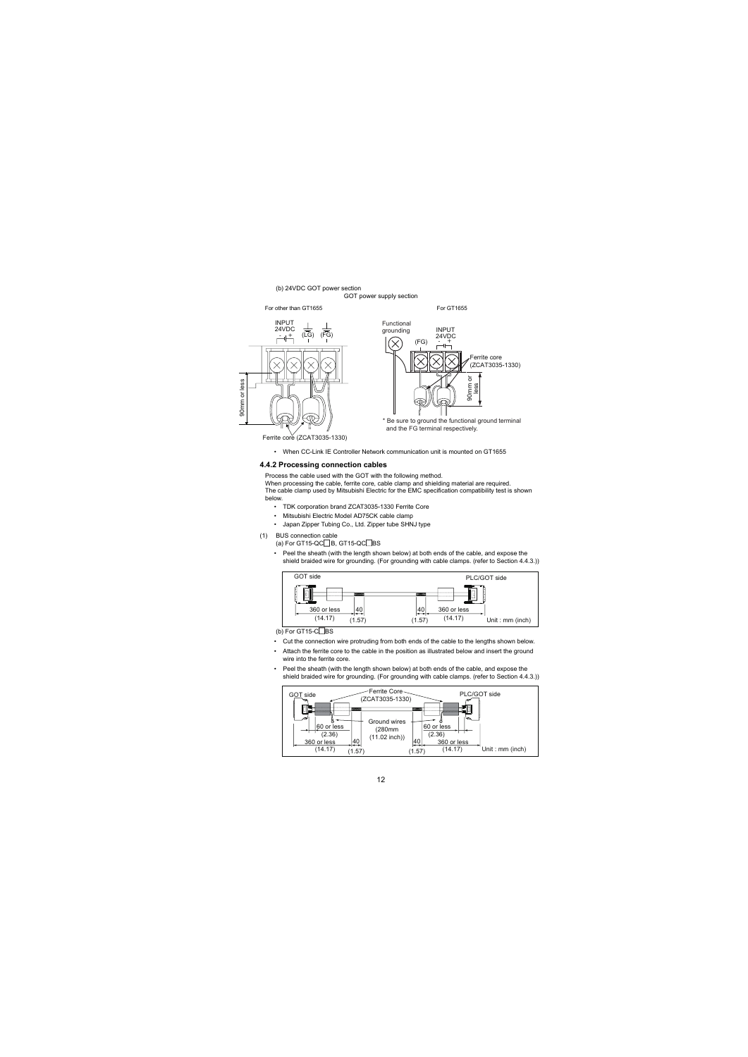(b) 24VDC GOT power section

GOT power supply section

For other than GT1655

INPUT 24VDC + (LG) (FG)

90mm or less

Ferrite core (ZCAT3035-1330)

For GT1655

Functional grounding

(FG) INPUT 24VDC - +

Ferrite core (ZCAT3035-1330)

90mm or less

* Be sure to ground the functional ground terminal and the FG terminal respectively.

- When CC-Link IE Controller Network communication unit is mounted on GT1655

### 4.4.2 Processing connection cables

Process the cable used with the GOT with the following method.
When processing the cable, ferrite core, cable clamp and shielding material are required.
The cable clamp used by Mitsubishi Electric for the EMC specification compatibility test is shown below.

- TDK corporation brand ZCAT3035-1330 Ferrite Core
- Mitsubishi Electric Model AD75CK cable clamp
- Japan Zipper Tubing Co., Ltd. Zipper tube SHNJ type

(1) BUS connection cable

(a) For GT15-QC□B, GT15-QC□BS

- Peel the sheath (with the length shown below) at both ends of the cable, and expose the shield braided wire for grounding. (For grounding with cable clamps. (refer to Section 4.4.3.))

GOT side | PLC/GOT side

360 or less (14.17) | 40 (1.57) | 40 (1.57) | 360 or less (14.17) | Unit : mm (inch)

(b) For GT15-C□BS

- Cut the connection wire protruding from both ends of the cable to the lengths shown below.
- Attach the ferrite core to the cable in the position as illustrated below and insert the ground wire into the ferrite core.
- Peel the sheath (with the length shown below) at both ends of the cable, and expose the shield braided wire for grounding. (For grounding with cable clamps. (refer to Section 4.4.3.))

GOT side | Ferrite Core (ZCAT3035-1330) | PLC/GOT side

60 or less (2.36) | Ground wires (280mm (11.02 inch)) | 60 or less (2.36)

360 or less (14.17) | 40 (1.57) | 40 (1.57) | 360 or less (14.17) | Unit : mm (inch)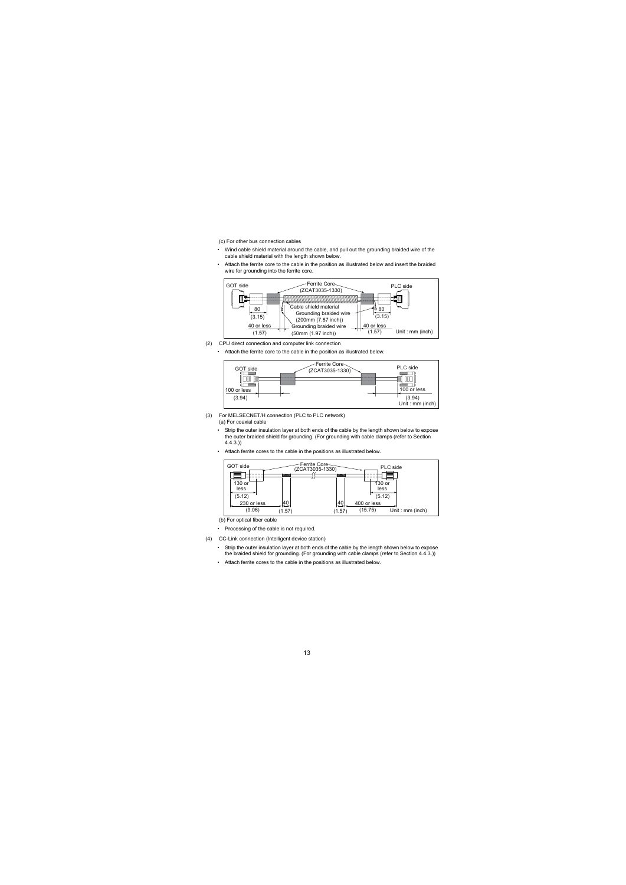(c) For other bus connection cables

- Wind cable shield material around the cable, and pull out the grounding braided wire of the cable shield material with the length shown below.
- Attach the ferrite core to the cable in the position as illustrated below and insert the braided wire for grounding into the ferrite core.

GOT side | Ferrite Core (ZCAT3035-1330) | PLC side
80 (3.15) | Cable shield material | Grounding braided wire (200mm (7.87 inch)) | 80 (3.15)
40 or less (1.57) | Grounding braided wire (50mm (1.97 inch)) | 40 or less (1.57) | Unit : mm (inch)

(2) CPU direct connection and computer link connection

- Attach the ferrite core to the cable in the position as illustrated below.

GOT side | Ferrite Core (ZCAT3035-1330) | PLC side
100 or less (3.94) | 100 or less (3.94)
Unit : mm (inch)

(3) For MELSECNET/H connection (PLC to PLC network)

(a) For coaxial cable

- Strip the outer insulation layer at both ends of the cable by the length shown below to expose the outer braided shield for grounding. (For grounding with cable clamps (refer to Section 4.4.3.))
- Attach ferrite cores to the cable in the positions as illustrated below.

GOT side | Ferrite Core (ZCAT3035-1330) | PLC side
130 or less (5.12) | 130 or less (5.12)
230 or less (9.06) | 40 (1.57) | 40 (1.57) | 400 or less (15.75) | Unit : mm (inch)

(b) For optical fiber cable

- Processing of the cable is not required.

(4) CC-Link connection (Intelligent device station)

- Strip the outer insulation layer at both ends of the cable by the length shown below to expose the braided shield for grounding. (For grounding with cable clamps (refer to Section 4.4.3.))
- Attach ferrite cores to the cable in the positions as illustrated below.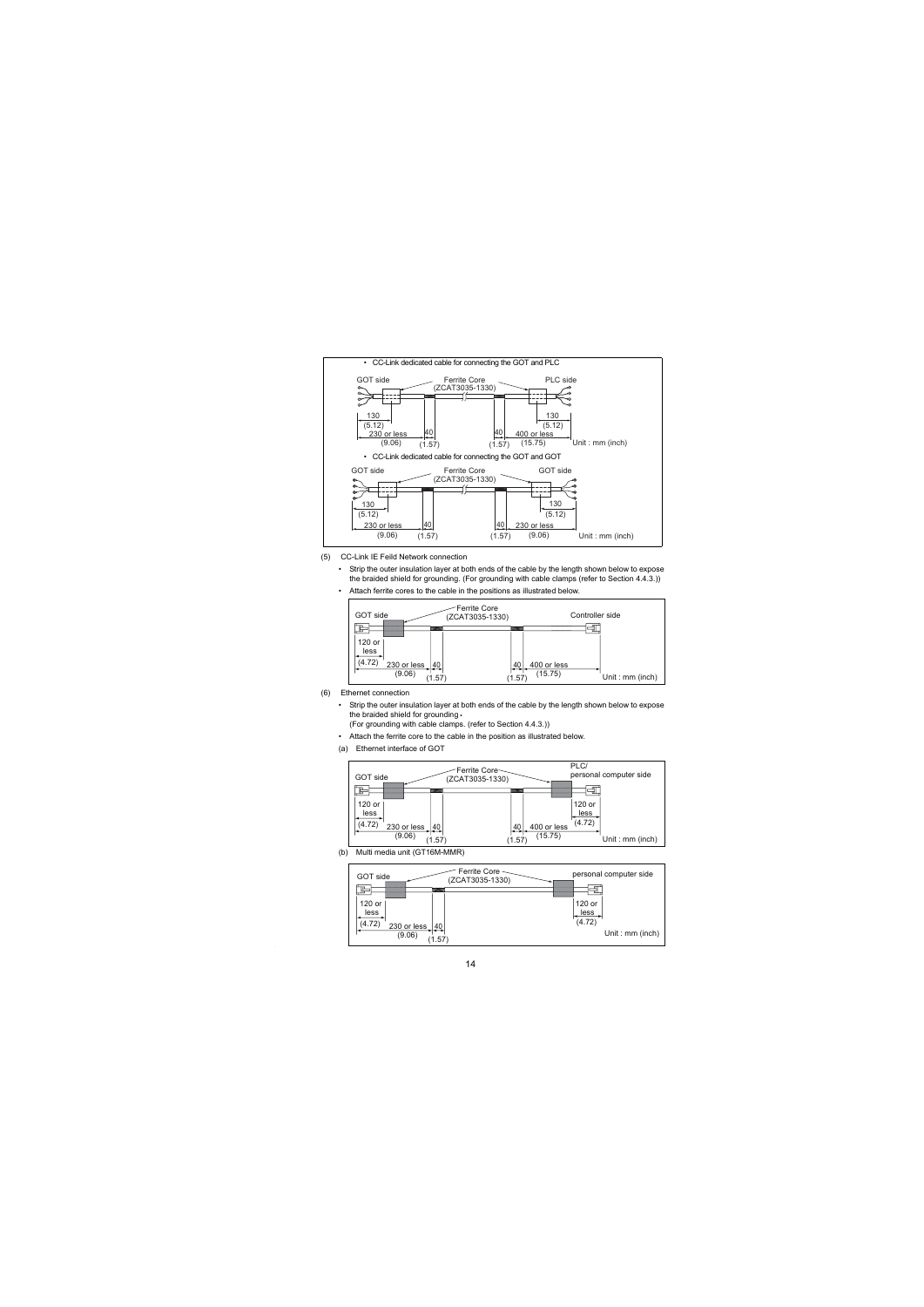• CC-Link dedicated cable for connecting the GOT and PLC

GOT side — Ferrite Core (ZCAT3035-1330) — PLC side

130 (5.12) | 230 or less (9.06) | 40 (1.57) | 40 (1.57) | 400 or less (15.75) | 130 (5.12) | Unit : mm (inch)

• CC-Link dedicated cable for connecting the GOT and GOT

GOT side — Ferrite Core (ZCAT3035-1330) — GOT side

130 (5.12) | 230 or less (9.06) | 40 (1.57) | 40 (1.57) | 230 or less (9.06) | 130 (5.12) | Unit : mm (inch)

(5) CC-Link IE Feild Network connection

- Strip the outer insulation layer at both ends of the cable by the length shown below to expose the braided shield for grounding. (For grounding with cable clamps (refer to Section 4.4.3.))
- Attach ferrite cores to the cable in the positions as illustrated below.

GOT side — Ferrite Core (ZCAT3035-1330) — Controller side

120 or less (4.72) | 230 or less (9.06) | 40 (1.57) | 40 (1.57) | 400 or less (15.75) | Unit : mm (inch)

(6) Ethernet connection

- Strip the outer insulation layer at both ends of the cable by the length shown below to expose the braided shield for grounding.
  (For grounding with cable clamps. (refer to Section 4.4.3.))
- Attach the ferrite core to the cable in the position as illustrated below.

(a) Ethernet interface of GOT

GOT side — Ferrite Core (ZCAT3035-1330) — PLC/personal computer side

120 or less (4.72) | 230 or less (9.06) | 40 (1.57) | 40 (1.57) | 400 or less (15.75) | 120 or less (4.72) | Unit : mm (inch)

(b) Multi media unit (GT16M-MMR)

GOT side — Ferrite Core (ZCAT3035-1330) — personal computer side

120 or less (4.72) | 230 or less (9.06) | 40 (1.57) | 120 or less (4.72) | Unit : mm (inch)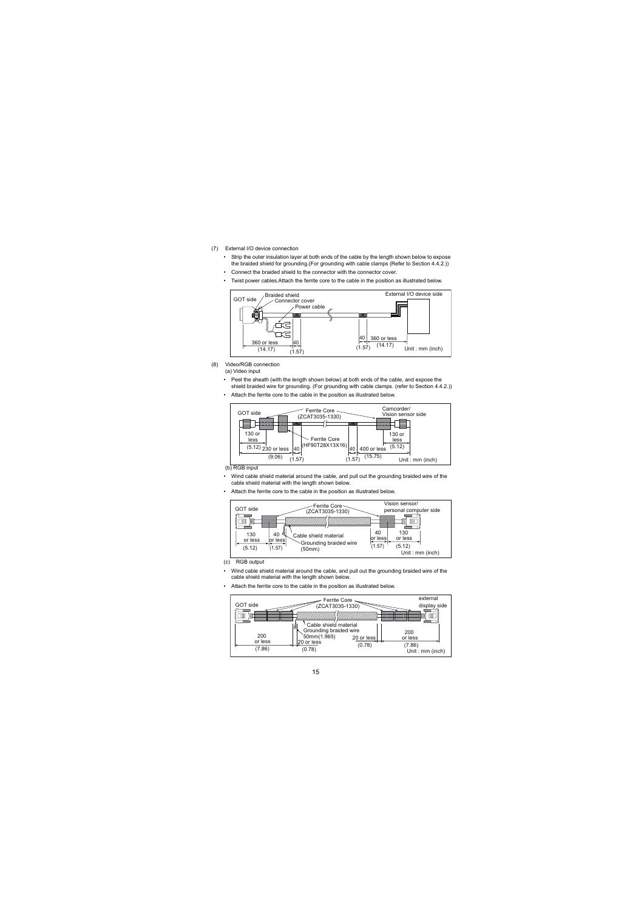(7) External I/O device connection

- Strip the outer insulation layer at both ends of the cable by the length shown below to expose the braided shield for grounding.(For grounding with cable clamps (Refer to Section 4.4.2.))
- Connect the braided shield to the connector with the connector cover.
- Twist power cables.Attach the ferrite core to the cable in the position as illustrated below.

(8) Video/RGB connection

(a) Video input

- Peel the sheath (with the length shown below) at both ends of the cable, and expose the shield braided wire for grounding. (For grounding with cable clamps. (refer to Section 4.4.2.))
- Attach the ferrite core to the cable in the position as illustrated below.

(b) RGB input

- Wind cable shield material around the cable, and pull out the grounding braided wire of the cable shield material with the length shown below.
- Attach the ferrite core to the cable in the position as illustrated below.

(c) RGB output

- Wind cable shield material around the cable, and pull out the grounding braided wire of the cable shield material with the length shown below.
- Attach the ferrite core to the cable in the position as illustrated below.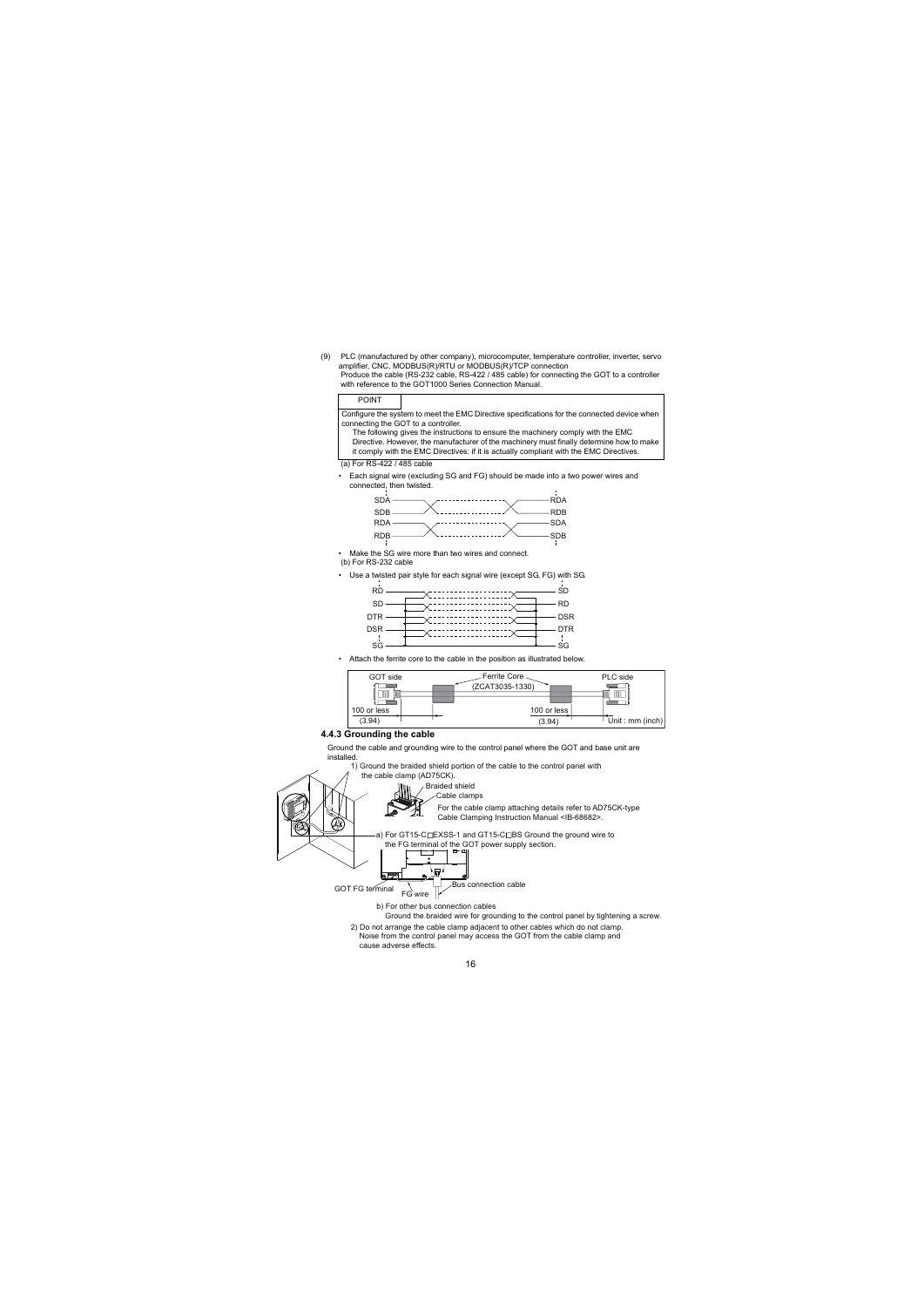(9) PLC (manufactured by other company), microcomputer, temperature controller, inverter, servo amplifier, CNC, MODBUS(R)/RTU or MODBUS(R)/TCP connection
Produce the cable (RS-232 cable, RS-422 / 485 cable) for connecting the GOT to a controller with reference to the GOT1000 Series Connection Manual.

**POINT**

Configure the system to meet the EMC Directive specifications for the connected device when connecting the GOT to a controller.
The following gives the instructions to ensure the machinery comply with the EMC Directive. However, the manufacturer of the machinery must finally determine how to make it comply with the EMC Directives: if it is actually compliant with the EMC Directives.

(a) For RS-422 / 485 cable

- Each signal wire (excluding SG and FG) should be made into a two power wires and connected, then twisted.

SDA — RDA
SDB — RDB
RDA — SDA
RDB — SDB

- Make the SG wire more than two wires and connect.

(b) For RS-232 cable

- Use a twisted pair style for each signal wire (except SG, FG) with SG.

RD — SD
SD — RD
DTR — DSR
DSR — DTR
SG — SG

- Attach the ferrite core to the cable in the position as illustrated below.

GOT side | Ferrite Core (ZCAT3035-1330) | PLC side
100 or less (3.94) | 100 or less (3.94) | Unit : mm (inch)

### 4.4.3 Grounding the cable

Ground the cable and grounding wire to the control panel where the GOT and base unit are installed.

1) Ground the braided shield portion of the cable to the control panel with the cable clamp (AD75CK).

Braided shield
Cable clamps

For the cable clamp attaching details refer to AD75CK-type Cable Clamping Instruction Manual <IB-68682>.

a) For GT15-C□EXSS-1 and GT15-C□BS Ground the ground wire to the FG terminal of the GOT power supply section.

GOT FG terminal
FG wire
Bus connection cable

b) For other bus connection cables
Ground the braided wire for grounding to the control panel by tightening a screw.

2) Do not arrange the cable clamp adjacent to other cables which do not clamp.
Noise from the control panel may access the GOT from the cable clamp and cause adverse effects.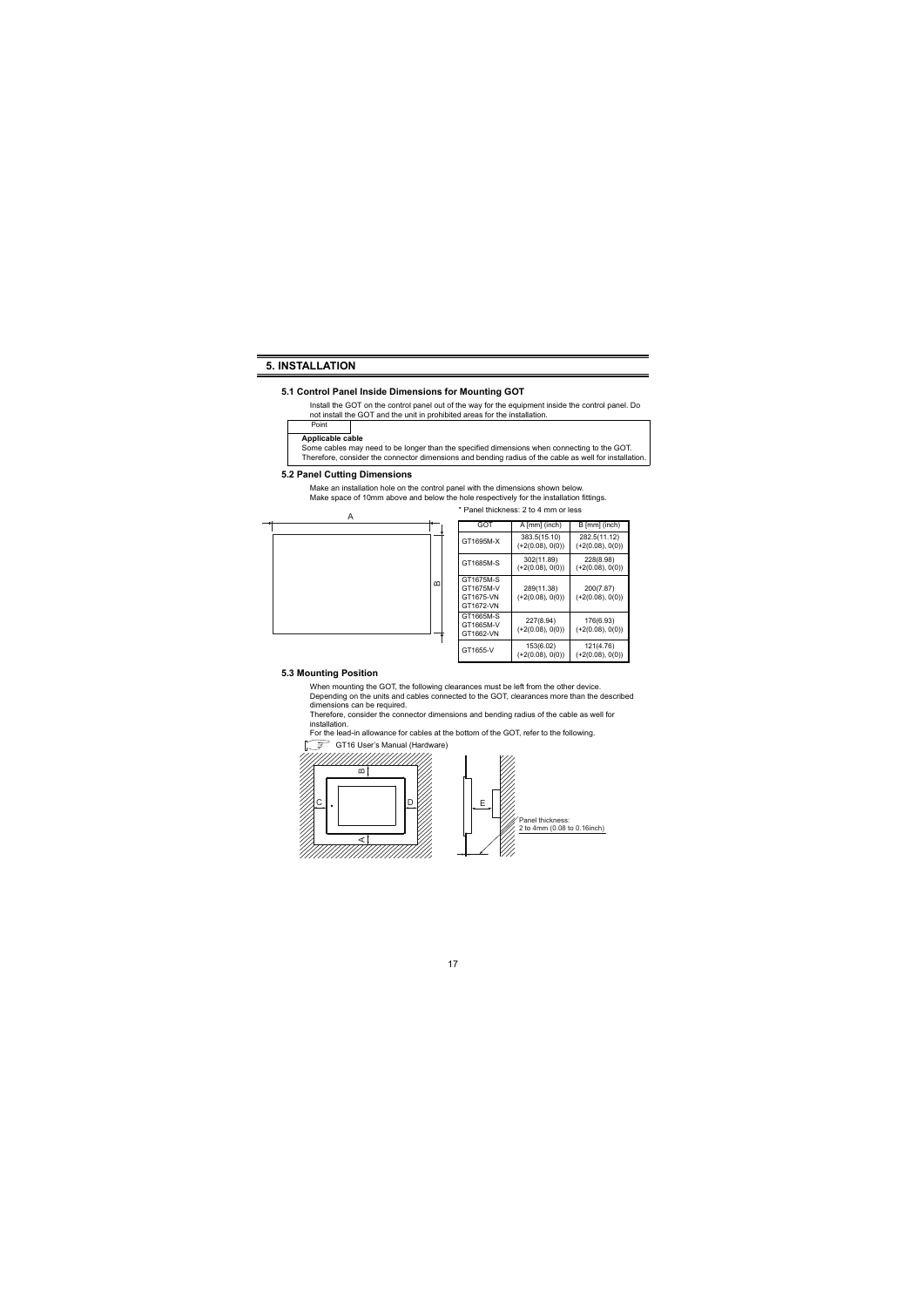# 5. INSTALLATION

## 5.1 Control Panel Inside Dimensions for Mounting GOT

Install the GOT on the control panel out of the way for the equipment inside the control panel. Do not install the GOT and the unit in prohibited areas for the installation.

Point

**Applicable cable**

Some cables may need to be longer than the specified dimensions when connecting to the GOT. Therefore, consider the connector dimensions and bending radius of the cable as well for installation.

## 5.2 Panel Cutting Dimensions

Make an installation hole on the control panel with the dimensions shown below.
Make space of 10mm above and below the hole respectively for the installation fittings.

\* Panel thickness: 2 to 4 mm or less

| GOT | A [mm] (inch) | B [mm] (inch) |
|---|---|---|
| GT1695M-X | 383.5(15.10) (+2(0.08), 0(0)) | 282.5(11.12) (+2(0.08), 0(0)) |
| GT1685M-S | 302(11.89) (+2(0.08), 0(0)) | 228(8.98) (+2(0.08), 0(0)) |
| GT1675M-S GT1675M-V GT1675-VN GT1672-VN | 289(11.38) (+2(0.08), 0(0)) | 200(7.87) (+2(0.08), 0(0)) |
| GT1665M-S GT1665M-V GT1662-VN | 227(8.94) (+2(0.08), 0(0)) | 176(6.93) (+2(0.08), 0(0)) |
| GT1655-V | 153(6.02) (+2(0.08), 0(0)) | 121(4.76) (+2(0.08), 0(0)) |

## 5.3 Mounting Position

When mounting the GOT, the following clearances must be left from the other device.
Depending on the units and cables connected to the GOT, clearances more than the described dimensions can be required.
Therefore, consider the connector dimensions and bending radius of the cable as well for installation.
For the lead-in allowance for cables at the bottom of the GOT, refer to the following.

GT16 User's Manual (Hardware)

Panel thickness: 2 to 4mm (0.08 to 0.16inch)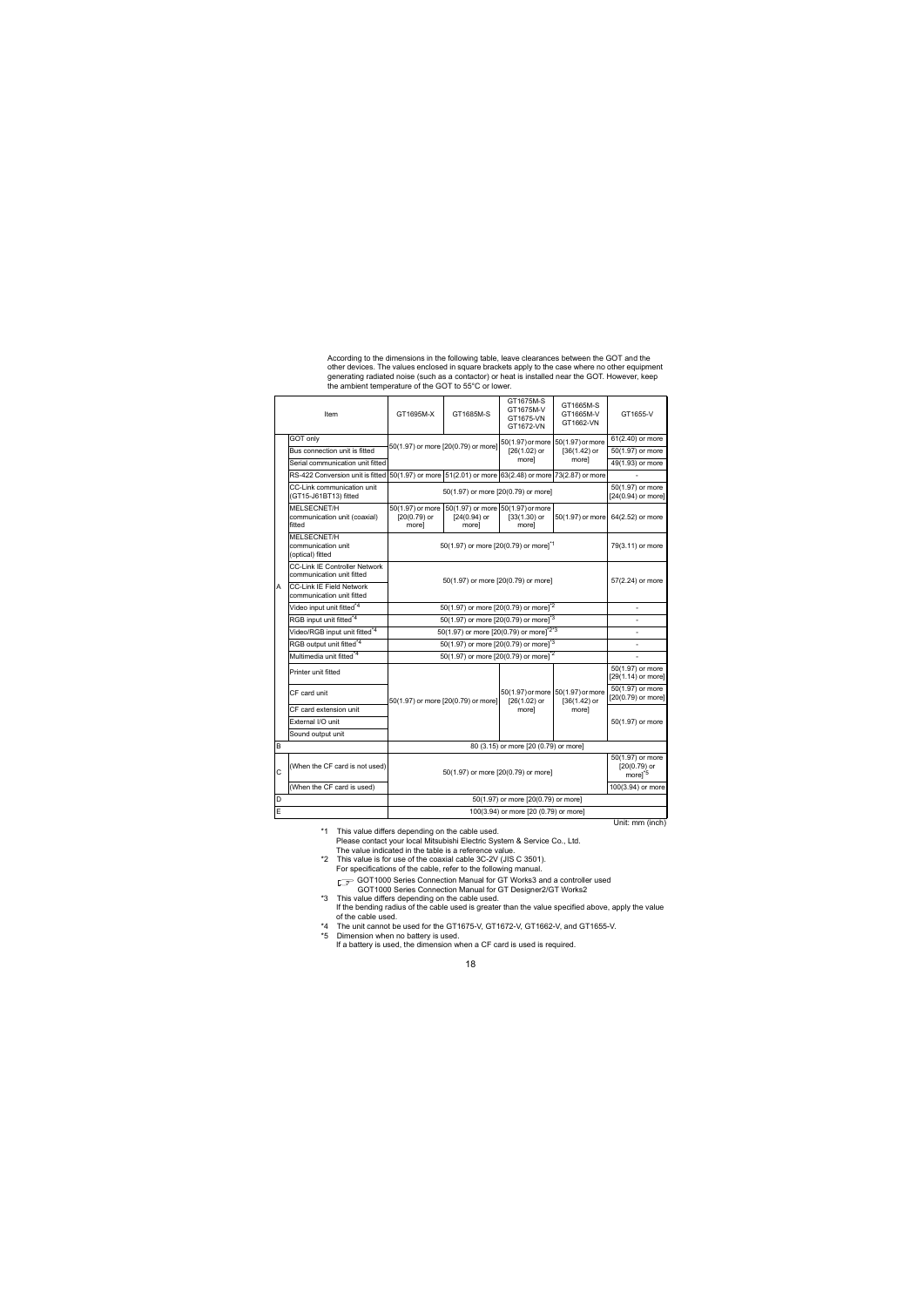According to the dimensions in the following table, leave clearances between the GOT and the other devices. The values enclosed in square brackets apply to the case where no other equipment generating radiated noise (such as a contactor) or heat is installed near the GOT. However, keep the ambient temperature of the GOT to 55°C or lower.

| | Item | GT1695M-X | GT1685M-S | GT1675M-S GT1675M-V GT1675-VN GT1672-VN | GT1665M-S GT1665M-V GT1662-VN | GT1655-V |
|---|---|---|---|---|---|---|
| A | GOT only | 50(1.97) or more [20(0.79) or more] | | 50(1.97) or more [26(1.02) or more] | 50(1.97) or more [36(1.42) or more] | 61(2.40) or more |
| | Bus connection unit is fitted | | | | | 50(1.97) or more |
| | Serial communication unit fitted | | | | | 49(1.93) or more |
| | RS-422 Conversion unit is fitted | 50(1.97) or more | 51(2.01) or more | 63(2.48) or more | 73(2.87) or more | - |
| | CC-Link communication unit (GT15-J61BT13) fitted | 50(1.97) or more [20(0.79) or more] | | | | 50(1.97) or more [24(0.94) or more] |
| | MELSECNET/H communication unit (coaxial) fitted | 50(1.97) or more [20(0.79) or more] | 50(1.97) or more [24(0.94) or more] | 50(1.97) or more [33(1.30) or more] | 50(1.97) or more | 64(2.52) or more |
| | MELSECNET/H communication unit (optical) fitted | 50(1.97) or more [20(0.79) or more]*1 | | | | 79(3.11) or more |
| | CC-Link IE Controller Network communication unit fitted | 50(1.97) or more [20(0.79) or more] | | | | 57(2.24) or more |
| | CC-Link IE Field Network communication unit fitted | | | | | |
| | Video input unit fitted*4 | 50(1.97) or more [20(0.79) or more]*2 | | | | - |
| | RGB input unit fitted*4 | 50(1.97) or more [20(0.79) or more]*3 | | | | - |
| | Video/RGB input unit fitted*4 | 50(1.97) or more [20(0.79) or more]*2*3 | | | | - |
| | RGB output unit fitted*4 | 50(1.97) or more [20(0.79) or more]*3 | | | | - |
| | Multimedia unit fitted*4 | 50(1.97) or more [20(0.79) or more]*2 | | | | - |
| | Printer unit fitted | 50(1.97) or more [20(0.79) or more] | | 50(1.97) or more [26(1.02) or more] | 50(1.97) or more [36(1.42) or more] | 50(1.97) or more [29(1.14) or more] |
| | CF card unit | | | | | 50(1.97) or more [20(0.79) or more] |
| | CF card extension unit | | | | | 50(1.97) or more |
| | External I/O unit | | | | | |
| | Sound output unit | | | | | |
| B | | 80 (3.15) or more [20 (0.79) or more] | | | | |
| C | (When the CF card is not used) | 50(1.97) or more [20(0.79) or more] | | | | 50(1.97) or more [20(0.79) or more]*5 |
| | (When the CF card is used) | | | | | 100(3.94) or more |
| D | | 50(1.97) or more [20(0.79) or more] | | | | |
| E | | 100(3.94) or more [20 (0.79) or more] | | | | |

Unit: mm (inch)

*1 This value differs depending on the cable used.
Please contact your local Mitsubishi Electric System & Service Co., Ltd.
The value indicated in the table is a reference value.

*2 This value is for use of the coaxial cable 3C-2V (JIS C 3501).
For specifications of the cable, refer to the following manual.
GOT1000 Series Connection Manual for GT Works3 and a controller used
GOT1000 Series Connection Manual for GT Designer2/GT Works2

*3 This value differs depending on the cable used.
If the bending radius of the cable used is greater than the value specified above, apply the value of the cable used.

*4 The unit cannot be used for the GT1675-V, GT1672-V, GT1662-V, and GT1655-V.

*5 Dimension when no battery is used.
If a battery is used, the dimension when a CF card is used is required.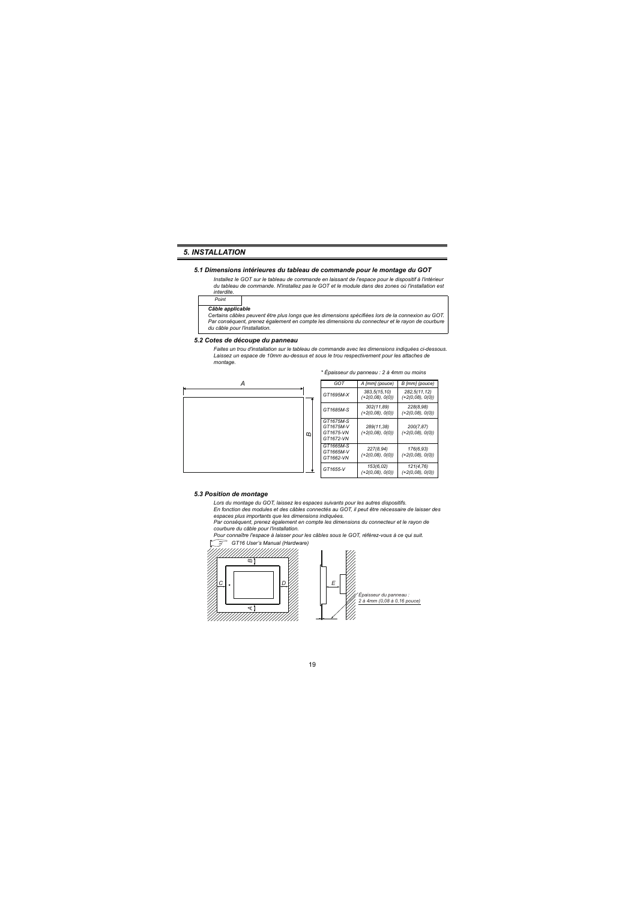## *5. INSTALLATION*

### *5.1 Dimensions intérieures du tableau de commande pour le montage du GOT*

*Installez le GOT sur le tableau de commande en laissant de l'espace pour le dispositif à l'intérieur du tableau de commande. N'installez pas le GOT et le module dans des zones où l'installation est interdite.*

*Point*

***Câble applicable***

*Certains câbles peuvent être plus longs que les dimensions spécifiées lors de la connexion au GOT. Par conséquent, prenez également en compte les dimensions du connecteur et le rayon de courbure du câble pour l'installation.*

### *5.2 Cotes de découpe du panneau*

*Faites un trou d'installation sur le tableau de commande avec les dimensions indiquées ci-dessous. Laissez un espace de 10mm au-dessus et sous le trou respectivement pour les attaches de montage.*

*\* Épaisseur du panneau : 2 à 4mm ou moins*

| GOT | A [mm] (pouce) | B [mm] (pouce) |
|---|---|---|
| GT1695M-X | 383,5(15,10) (+2(0,08), 0(0)) | 282,5(11,12) (+2(0,08), 0(0)) |
| GT1685M-S | 302(11,89) (+2(0,08), 0(0)) | 228(8,98) (+2(0,08), 0(0)) |
| GT1675M-S GT1675M-V GT1675-VN GT1672-VN | 289(11,38) (+2(0,08), 0(0)) | 200(7,87) (+2(0,08), 0(0)) |
| GT1665M-S GT1665M-V GT1662-VN | 227(8,94) (+2(0,08), 0(0)) | 176(6,93) (+2(0,08), 0(0)) |
| GT1655-V | 153(6,02) (+2(0,08), 0(0)) | 121(4,76) (+2(0,08), 0(0)) |

### *5.3 Position de montage*

*Lors du montage du GOT, laissez les espaces suivants pour les autres dispositifs.*
*En fonction des modules et des câbles connectés au GOT, il peut être nécessaire de laisser des espaces plus importants que les dimensions indiquées.*
*Par conséquent, prenez également en compte les dimensions du connecteur et le rayon de courbure du câble pour l'installation.*
*Pour connaître l'espace à laisser pour les câbles sous le GOT, référez-vous à ce qui suit.*

*GT16 User's Manual (Hardware)*

*Épaisseur du panneau : 2 à 4mm (0,08 à 0,16 pouce)*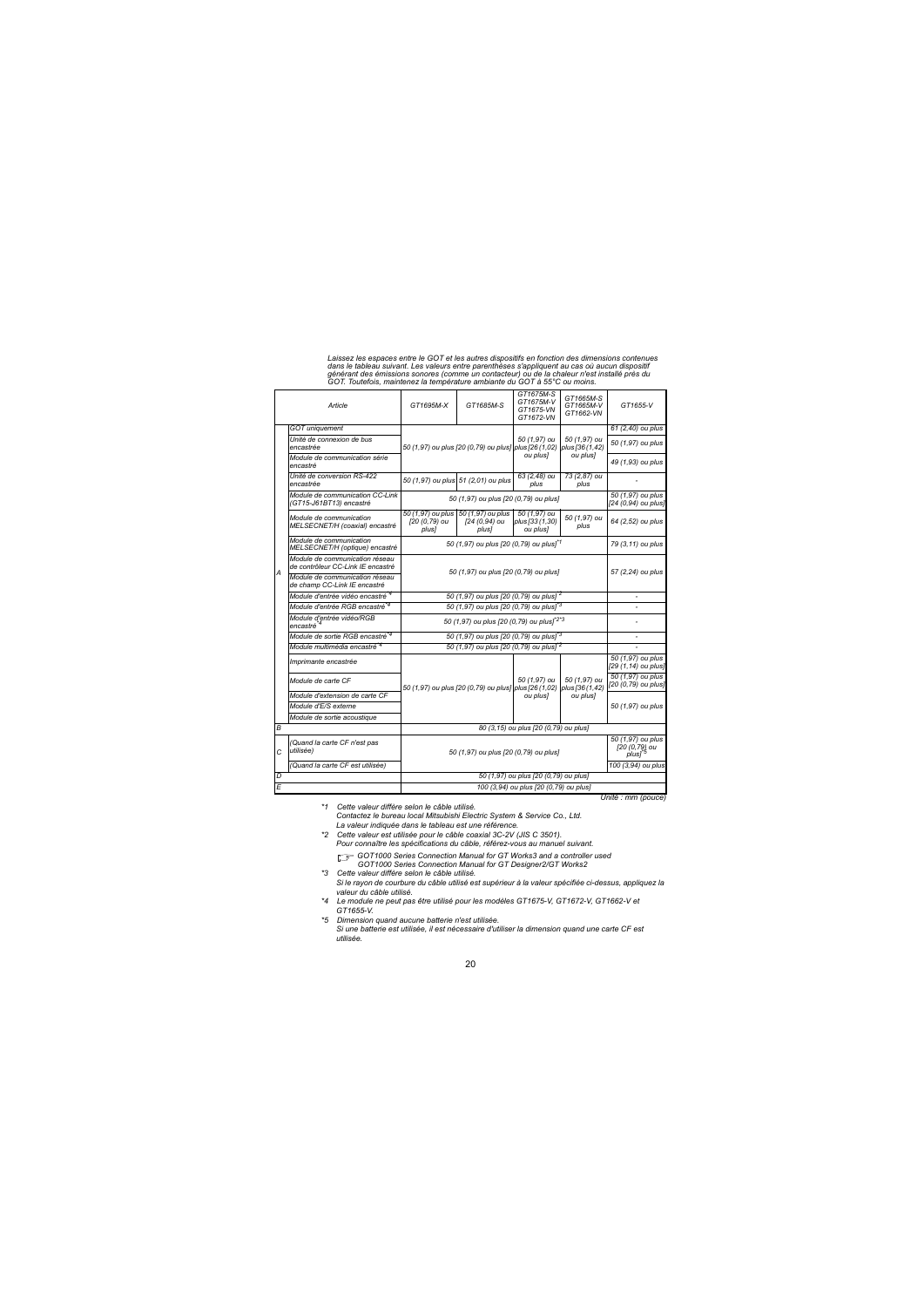*Laissez les espaces entre le GOT et les autres dispositifs en fonction des dimensions contenues dans le tableau suivant. Les valeurs entre parenthèses s'appliquent au cas où aucun dispositif générant des émissions sonores (comme un contacteur) ou de la chaleur n'est installé près du GOT. Toutefois, maintenez la température ambiante du GOT à 55°C ou moins.*

| | Article | GT1695M-X | GT1685M-S | GT1675M-S GT1675M-V GT1675-VN GT1672-VN | GT1665M-S GT1665M-V GT1662-VN | GT1655-V |
|---|---|---|---|---|---|---|
| A | GOT uniquement | 50 (1,97) ou plus [20 (0,79) ou plus] | | 50 (1,97) ou plus [26 (1,02) ou plus] | 50 (1,97) ou plus [36 (1,42) ou plus] | 61 (2,40) ou plus |
| | Unité de connexion de bus encastrée | | | | | 50 (1,97) ou plus |
| | Module de communication série encastré | | | | | 49 (1,93) ou plus |
| | Unité de conversion RS-422 encastrée | 50 (1,97) ou plus | 51 (2,01) ou plus | 63 (2,48) ou plus | 73 (2,87) ou plus | - |
| | Module de communication CC-Link (GT15-J61BT13) encastré | 50 (1,97) ou plus [20 (0,79) ou plus] | | | | 50 (1,97) ou plus [24 (0,94) ou plus] |
| | Module de communication MELSECNET/H (coaxial) encastré | 50 (1,97) ou plus [20 (0,79) ou plus] | 50 (1,97) ou plus [24 (0,94) ou plus] | 50 (1,97) ou plus [33 (1,30) ou plus] | 50 (1,97) ou plus | 64 (2,52) ou plus |
| | Module de communication MELSECNET/H (optique) encastré | 50 (1,97) ou plus [20 (0,79) ou plus]*1 | | | | 79 (3,11) ou plus |
| | Module de communication réseau de contrôleur CC-Link IE encastré | 50 (1,97) ou plus [20 (0,79) ou plus] | | | | 57 (2,24) ou plus |
| | Module de communication réseau de champ CC-Link IE encastré | | | | | |
| | Module d'entrée vidéo encastré *4 | 50 (1,97) ou plus [20 (0,79) ou plus] *2 | | | | - |
| | Module d'entrée RGB encastré *4 | 50 (1,97) ou plus [20 (0,79) ou plus] *3 | | | | - |
| | Module d'entrée vidéo/RGB encastré *4 | 50 (1,97) ou plus [20 (0,79) ou plus]*2*3 | | | | - |
| | Module de sortie RGB encastré *4 | 50 (1,97) ou plus [20 (0,79) ou plus] *3 | | | | - |
| | Module multimédia encastré *4 | 50 (1,97) ou plus [20 (0,79) ou plus] *2 | | | | - |
| | Imprimante encastrée | 50 (1,97) ou plus [20 (0,79) ou plus] | | 50 (1,97) ou plus [26 (1,02) ou plus] | 50 (1,97) ou plus [36 (1,42) ou plus] | 50 (1,97) ou plus [29 (1,14) ou plus] |
| | Module de carte CF | | | | | 50 (1,97) ou plus [20 (0,79) ou plus] |
| | Module d'extension de carte CF | | | | | 50 (1,97) ou plus |
| | Module d'E/S externe | | | | | |
| | Module de sortie acoustique | | | | | |
| B | | 80 (3,15) ou plus [20 (0,79) ou plus] | | | | |
| C | (Quand la carte CF n'est pas utilisée) | 50 (1,97) ou plus [20 (0,79) ou plus] | | | | 50 (1,97) ou plus [20 (0,79) ou plus]*5 |
| | (Quand la carte CF est utilisée) | | | | | 100 (3,94) ou plus |
| D | | 50 (1,97) ou plus [20 (0,79) ou plus] | | | | |
| E | | 100 (3,94) ou plus [20 (0,79) ou plus] | | | | |

*Unité : mm (pouce)*

*1 Cette valeur diffère selon le câble utilisé.
Contactez le bureau local Mitsubishi Electric System & Service Co., Ltd.
La valeur indiquée dans le tableau est une référence.

*2 Cette valeur est utilisée pour le câble coaxial 3C-2V (JIS C 3501).
Pour connaître les spécifications du câble, référez-vous au manuel suivant.
GOT1000 Series Connection Manual for GT Works3 and a controller used
GOT1000 Series Connection Manual for GT Designer2/GT Works2

*3 Cette valeur diffère selon le câble utilisé.
Si le rayon de courbure du câble utilisé est supérieur à la valeur spécifiée ci-dessus, appliquez la valeur du câble utilisé.

*4 Le module ne peut pas être utilisé pour les modèles GT1675-V, GT1672-V, GT1662-V et GT1655-V.

*5 Dimension quand aucune batterie n'est utilisée.
Si une batterie est utilisée, il est nécessaire d'utiliser la dimension quand une carte CF est utilisée.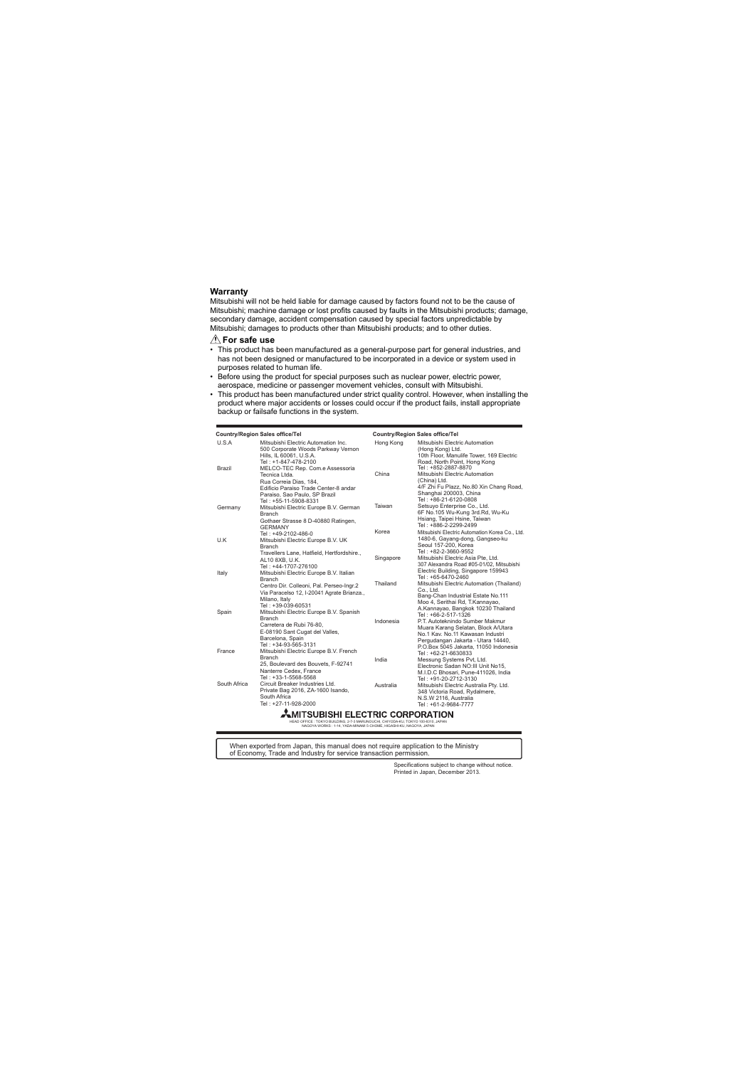## Warranty

Mitsubishi will not be held liable for damage caused by factors found not to be the cause of Mitsubishi; machine damage or lost profits caused by faults in the Mitsubishi products; damage, secondary damage, accident compensation caused by special factors unpredictable by Mitsubishi; damages to products other than Mitsubishi products; and to other duties.

## ⚠ For safe use

- This product has been manufactured as a general-purpose part for general industries, and has not been designed or manufactured to be incorporated in a device or system used in purposes related to human life.
- Before using the product for special purposes such as nuclear power, electric power, aerospace, medicine or passenger movement vehicles, consult with Mitsubishi.
- This product has been manufactured under strict quality control. However, when installing the product where major accidents or losses could occur if the product fails, install appropriate backup or failsafe functions in the system.

| Country/Region | Sales office/Tel |
|---|---|
| U.S.A | Mitsubishi Electric Automation Inc. 500 Corporate Woods Parkway Vernon Hills, IL 60061, U.S.A. Tel : +1-847-478-2100 |
| Brazil | MELCO-TEC Rep. Com.e Assessoria Tecnica Ltda. Rua Correia Dias, 184, Edificio Paraiso Trade Center-8 andar Paraiso, Sao Paulo, SP Brazil Tel : +55-11-5908-8331 |
| Germany | Mitsubishi Electric Europe B.V. German Branch Gothaer Strasse 8 D-40880 Ratingen, GERMANY Tel : +49-2102-486-0 |
| U.K | Mitsubishi Electric Europe B.V. UK Branch Travellers Lane, Hatfield, Hertfordshire., AL10 8XB, U.K. Tel : +44-1707-276100 |
| Italy | Mitsubishi Electric Europe B.V. Italian Branch Centro Dir. Colleoni, Pal. Perseo-Ingr.2 Via Paracelso 12, I-20041 Agrate Brianza., Milano, Italy Tel : +39-039-60531 |
| Spain | Mitsubishi Electric Europe B.V. Spanish Branch Carretera de Rubi 76-80, E-08190 Sant Cugat del Valles, Barcelona, Spain Tel : +34-93-565-3131 |
| France | Mitsubishi Electric Europe B.V. French Branch 25, Boulevard des Bouvets, F-92741 Nanterre Cedex, France Tel : +33-1-5568-5568 |
| South Africa | Circuit Breaker Industries Ltd. Private Bag 2016, ZA-1600 Isando, South Africa Tel : +27-11-928-2000 |
| Hong Kong | Mitsubishi Electric Automation (Hong Kong) Ltd. 10th Floor, Manulife Tower, 169 Electric Road, North Point, Hong Kong Tel : +852-2887-8870 |
| China | Mitsubishi Electric Automation (China) Ltd. 4/F Zhi Fu Plazz, No.80 Xin Chang Road, Shanghai 200003, China Tel : +86-21-6120-0808 |
| Taiwan | Setsuyo Enterprise Co., Ltd. 6F No.105 Wu-Kung 3rd.Rd, Wu-Ku Hsiang, Taipei Hsine, Taiwan Tel : +886-2-2299-2499 |
| Korea | Mitsubishi Electric Automation Korea Co., Ltd. 1480-6, Gayang-dong, Gangseo-ku Seoul 157-200, Korea Tel : +82-2-3660-9552 |
| Singapore | Mitsubishi Electric Asia Pte. Ltd. 307 Alexandra Road #05-01/02, Mitsubishi Electric Building, Singapore 159943 Tel : +65-6470-2460 |
| Thailand | Mitsubishi Electric Automation (Thailand) Co., Ltd. Bang-Chan Industrial Estate No.111 Moo 4, Serithai Rd, T.Kannayao, A.Kannayao, Bangkok 10230 Thailand Tel : +66-2-517-1326 |
| Indonesia | P.T. Autoteknindo Sumber Makmur Muara Karang Selatan, Block A/Utara No.1 Kav. No.11 Kawasan Industri Pergudangan Jakarta - Utara 14440, P.O.Box 5045 Jakarta, 11050 Indonesia Tel : +62-21-6630833 |
| India | Messung Systems Pvt, Ltd. Electronic Sadan NO:III Unit No15, M.I.D.C Bhosari, Pune-411026, India Tel : +91-20-2712-3130 |
| Australia | Mitsubishi Electric Australia Pty. Ltd. 348 Victoria Road, Rydalmere, N.S.W 2116, Australia Tel : +61-2-9684-7777 |

**MITSUBISHI ELECTRIC CORPORATION**

HEAD OFFICE : TOKYO BUILDING, 2-7-3 MARUNOUCHI, CHIYODA-KU, TOKYO 100-8310, JAPAN
NAGOYA WORKS : 1-14, YADA-MINAMI 5-CHOME, HIGASHI-KU, NAGOYA, JAPAN

When exported from Japan, this manual does not require application to the Ministry of Economy, Trade and Industry for service transaction permission.

Specifications subject to change without notice.
Printed in Japan, December 2013.